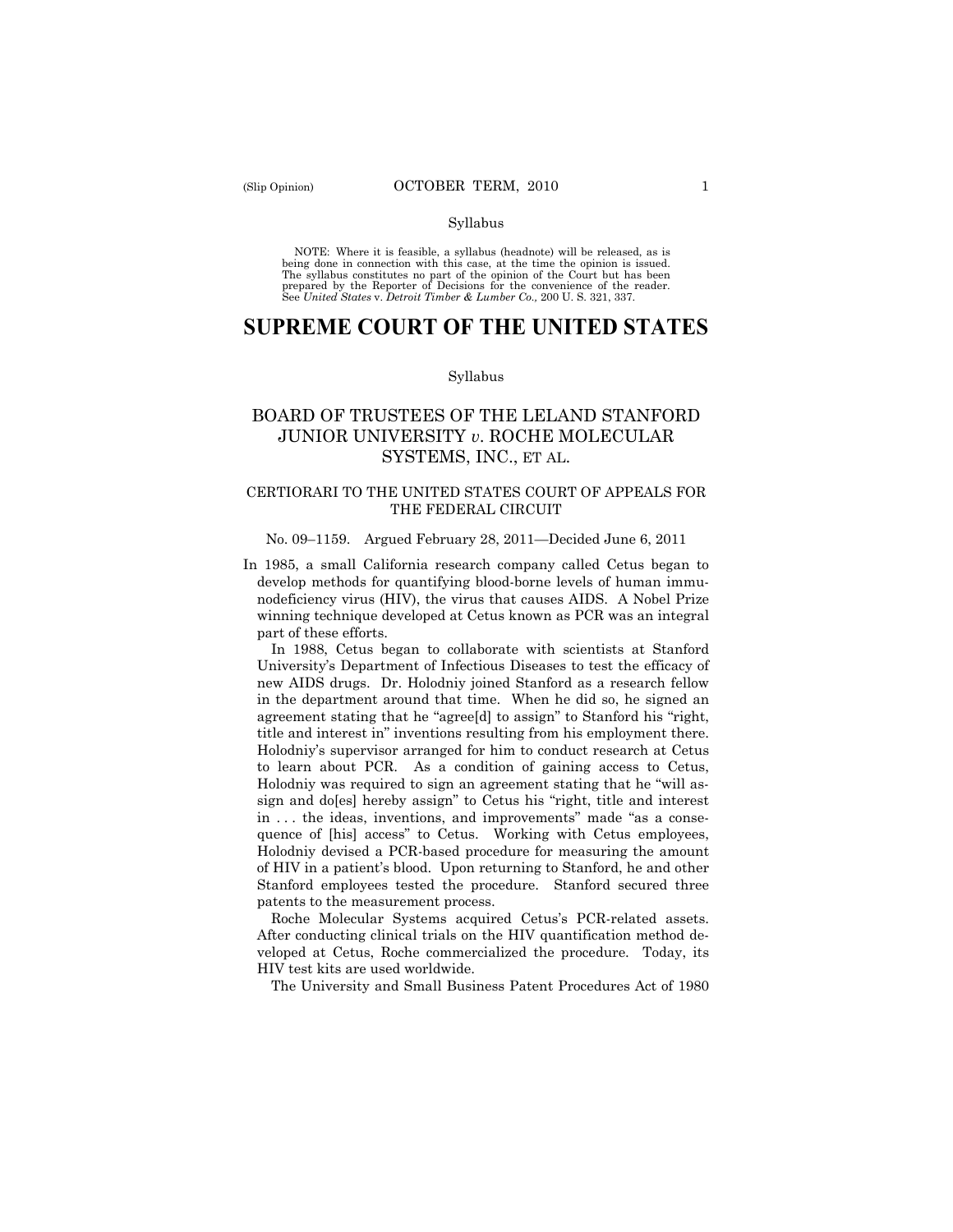Syllabus

NOTE: Where it is feasible, a syllabus (headnote) will be released, as is being done in connection with this case, at the time the opinion is issued. The syllabus constitutes no part of the opinion of the Court but has been prepared by the Reporter of Decisions for the convenience of the reader. See *United States* v. *Detroit Timber & Lumber Co.,* 200 U. S. 321, 337.

# SUPREME COURT OF THE UNITED STATES

Syllabus

## BOARD OF TRUSTEES OF THE LELAND STANFORD JUNIOR UNIVERSITY *v*. ROCHE MOLECULAR SYSTEMS, INC., ET AL.

### CERTIORARI TO THE UNITED STATES COURT OF APPEALS FOR THE FEDERAL CIRCUIT

No. 09–1159. Argued February 28, 2011—Decided June 6, 2011

In 1985, a small California research company called Cetus began to develop methods for quantifying blood-borne levels of human immunodeficiency virus (HIV), the virus that causes AIDS. A Nobel Prize winning technique developed at Cetus known as PCR was an integral part of these efforts.

In 1988, Cetus began to collaborate with scientists at Stanford University's Department of Infectious Diseases to test the efficacy of new AIDS drugs. Dr. Holodniy joined Stanford as a research fellow in the department around that time. When he did so, he signed an agreement stating that he "agree[d] to assign" to Stanford his "right, title and interest in" inventions resulting from his employment there. Holodniy's supervisor arranged for him to conduct research at Cetus to learn about PCR. As a condition of gaining access to Cetus, Holodniy was required to sign an agreement stating that he "will assign and do[es] hereby assign" to Cetus his "right, title and interest in . . . the ideas, inventions, and improvements" made "as a consequence of [his] access" to Cetus. Working with Cetus employees, Holodniy devised a PCR-based procedure for measuring the amount of HIV in a patient's blood. Upon returning to Stanford, he and other Stanford employees tested the procedure. Stanford secured three patents to the measurement process.

Roche Molecular Systems acquired Cetus's PCR-related assets. After conducting clinical trials on the HIV quantification method developed at Cetus, Roche commercialized the procedure. Today, its HIV test kits are used worldwide.

The University and Small Business Patent Procedures Act of 1980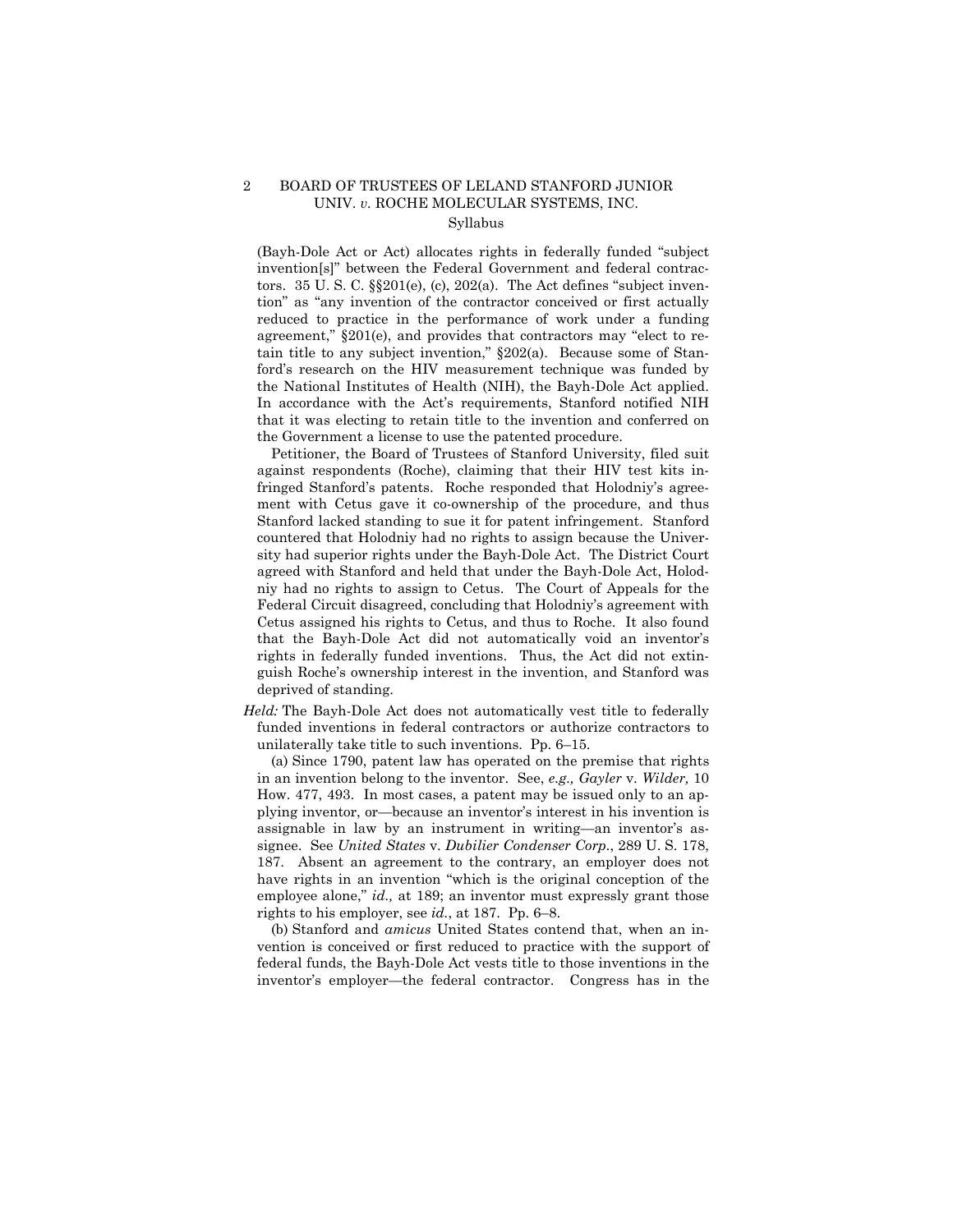(Bayh-Dole Act or Act) allocates rights in federally funded "subject invention[s]" between the Federal Government and federal contractors. 35 U. S. C. §§201(e), (c), 202(a). The Act defines "subject invention" as "any invention of the contractor conceived or first actually reduced to practice in the performance of work under a funding agreement," §201(e), and provides that contractors may "elect to retain title to any subject invention," §202(a). Because some of Stanford's research on the HIV measurement technique was funded by the National Institutes of Health (NIH), the Bayh-Dole Act applied. In accordance with the Act's requirements, Stanford notified NIH that it was electing to retain title to the invention and conferred on the Government a license to use the patented procedure.

Petitioner, the Board of Trustees of Stanford University, filed suit against respondents (Roche), claiming that their HIV test kits infringed Stanford's patents. Roche responded that Holodniy's agreement with Cetus gave it co-ownership of the procedure, and thus Stanford lacked standing to sue it for patent infringement. Stanford countered that Holodniy had no rights to assign because the University had superior rights under the Bayh-Dole Act. The District Court agreed with Stanford and held that under the Bayh-Dole Act, Holodniy had no rights to assign to Cetus. The Court of Appeals for the Federal Circuit disagreed, concluding that Holodniy's agreement with Cetus assigned his rights to Cetus, and thus to Roche. It also found that the Bayh-Dole Act did not automatically void an inventor's rights in federally funded inventions. Thus, the Act did not extinguish Roche's ownership interest in the invention, and Stanford was deprived of standing.

*Held:* The Bayh-Dole Act does not automatically vest title to federally funded inventions in federal contractors or authorize contractors to unilaterally take title to such inventions. Pp. 6–15.

(a) Since 1790, patent law has operated on the premise that rights in an invention belong to the inventor. See, *e.g., Gayler* v. *Wilder,* 10 How. 477, 493. In most cases, a patent may be issued only to an applying inventor, or—because an inventor's interest in his invention is assignable in law by an instrument in writing—an inventor's assignee. See *United States* v. *Dubilier Condenser Corp.*, 289 U. S. 178, 187. Absent an agreement to the contrary, an employer does not have rights in an invention "which is the original conception of the employee alone," *id.,* at 189; an inventor must expressly grant those rights to his employer, see *id.*, at 187. Pp. 6–8.

(b) Stanford and *amicus* United States contend that, when an invention is conceived or first reduced to practice with the support of federal funds, the Bayh-Dole Act vests title to those inventions in the inventor's employer—the federal contractor. Congress has in the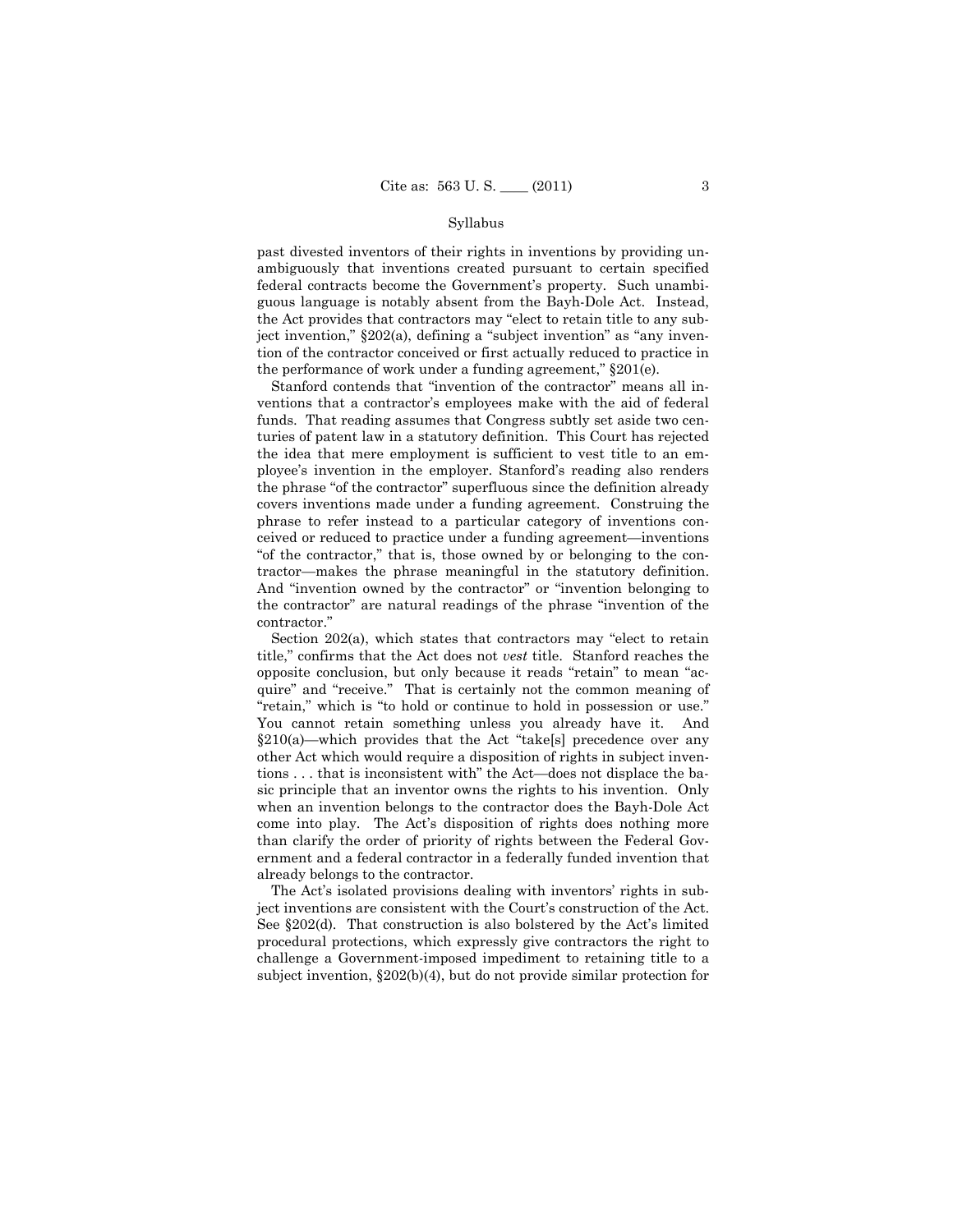past divested inventors of their rights in inventions by providing unambiguously that inventions created pursuant to certain specified federal contracts become the Government's property. Such unambiguous language is notably absent from the Bayh-Dole Act. Instead, the Act provides that contractors may "elect to retain title to any subject invention," §202(a), defining a "subject invention" as "any invention of the contractor conceived or first actually reduced to practice in the performance of work under a funding agreement," §201(e).

Stanford contends that "invention of the contractor" means all inventions that a contractor's employees make with the aid of federal funds. That reading assumes that Congress subtly set aside two centuries of patent law in a statutory definition. This Court has rejected the idea that mere employment is sufficient to vest title to an employee's invention in the employer. Stanford's reading also renders the phrase "of the contractor" superfluous since the definition already covers inventions made under a funding agreement. Construing the phrase to refer instead to a particular category of inventions conceived or reduced to practice under a funding agreement—inventions "of the contractor," that is, those owned by or belonging to the contractor—makes the phrase meaningful in the statutory definition. And "invention owned by the contractor" or "invention belonging to the contractor" are natural readings of the phrase "invention of the contractor."

Section 202(a), which states that contractors may "elect to retain title," confirms that the Act does not *vest* title. Stanford reaches the opposite conclusion, but only because it reads "retain" to mean "acquire" and "receive." That is certainly not the common meaning of "retain," which is "to hold or continue to hold in possession or use." You cannot retain something unless you already have it. And §210(a)—which provides that the Act "take[s] precedence over any other Act which would require a disposition of rights in subject inventions . . . that is inconsistent with" the Act—does not displace the basic principle that an inventor owns the rights to his invention. Only when an invention belongs to the contractor does the Bayh-Dole Act come into play. The Act's disposition of rights does nothing more than clarify the order of priority of rights between the Federal Government and a federal contractor in a federally funded invention that already belongs to the contractor.

The Act's isolated provisions dealing with inventors' rights in subject inventions are consistent with the Court's construction of the Act. See §202(d). That construction is also bolstered by the Act's limited procedural protections, which expressly give contractors the right to challenge a Government-imposed impediment to retaining title to a subject invention, §202(b)(4), but do not provide similar protection for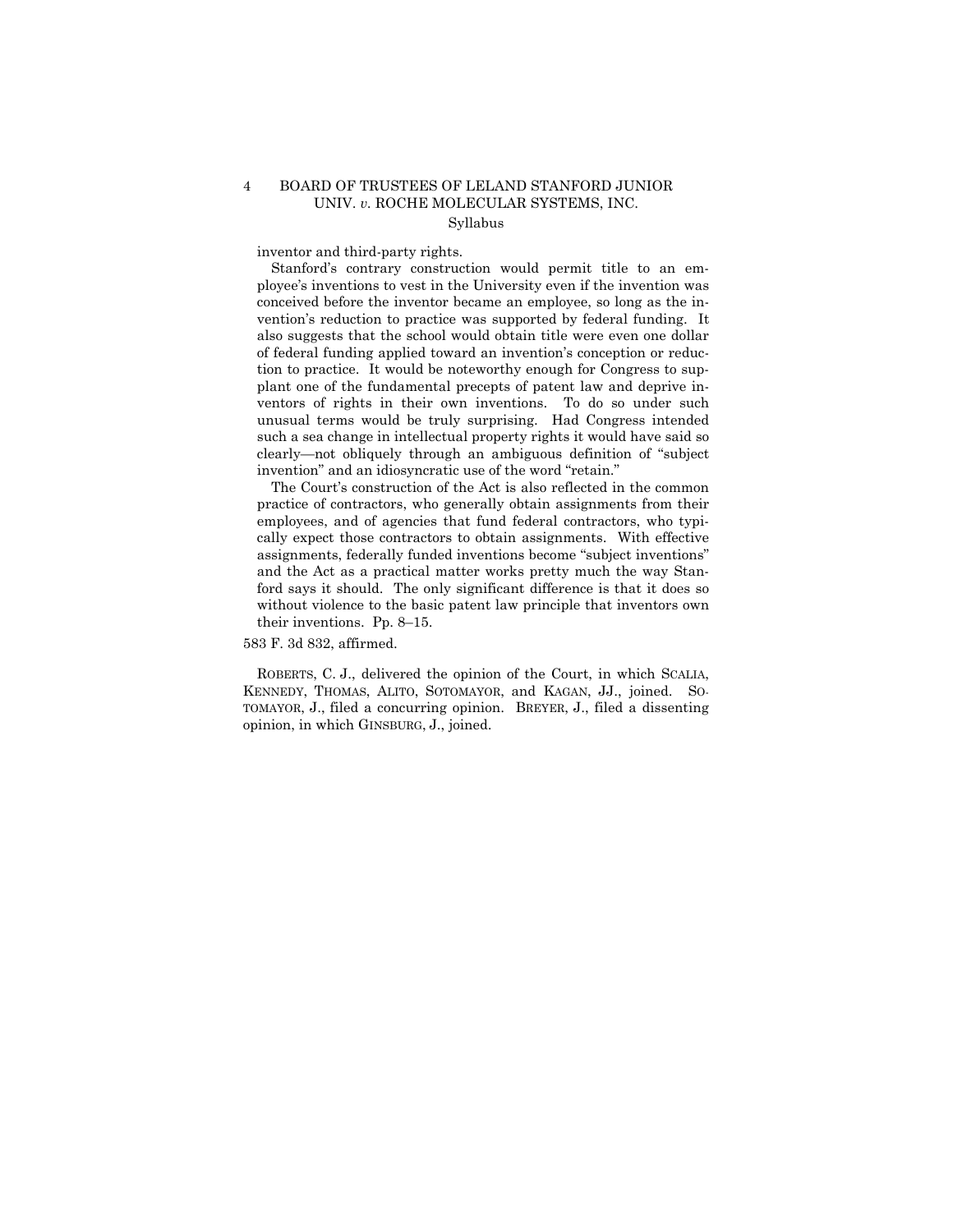inventor and third-party rights.

Stanford's contrary construction would permit title to an employee's inventions to vest in the University even if the invention was conceived before the inventor became an employee, so long as the invention's reduction to practice was supported by federal funding. It also suggests that the school would obtain title were even one dollar of federal funding applied toward an invention's conception or reduction to practice. It would be noteworthy enough for Congress to supplant one of the fundamental precepts of patent law and deprive inventors of rights in their own inventions. To do so under such unusual terms would be truly surprising. Had Congress intended such a sea change in intellectual property rights it would have said so clearly—not obliquely through an ambiguous definition of "subject invention" and an idiosyncratic use of the word "retain."

The Court's construction of the Act is also reflected in the common practice of contractors, who generally obtain assignments from their employees, and of agencies that fund federal contractors, who typically expect those contractors to obtain assignments. With effective assignments, federally funded inventions become "subject inventions" and the Act as a practical matter works pretty much the way Stanford says it should. The only significant difference is that it does so without violence to the basic patent law principle that inventors own their inventions. Pp. 8–15.

583 F. 3d 832, affirmed.

ROBERTS, C. J., delivered the opinion of the Court, in which SCALIA, KENNEDY, THOMAS, ALITO, SOTOMAYOR, and KAGAN, JJ., joined. SOTOMAYOR, J., filed a concurring opinion. BREYER, J., filed a dissenting opinion, in which GINSBURG, J., joined.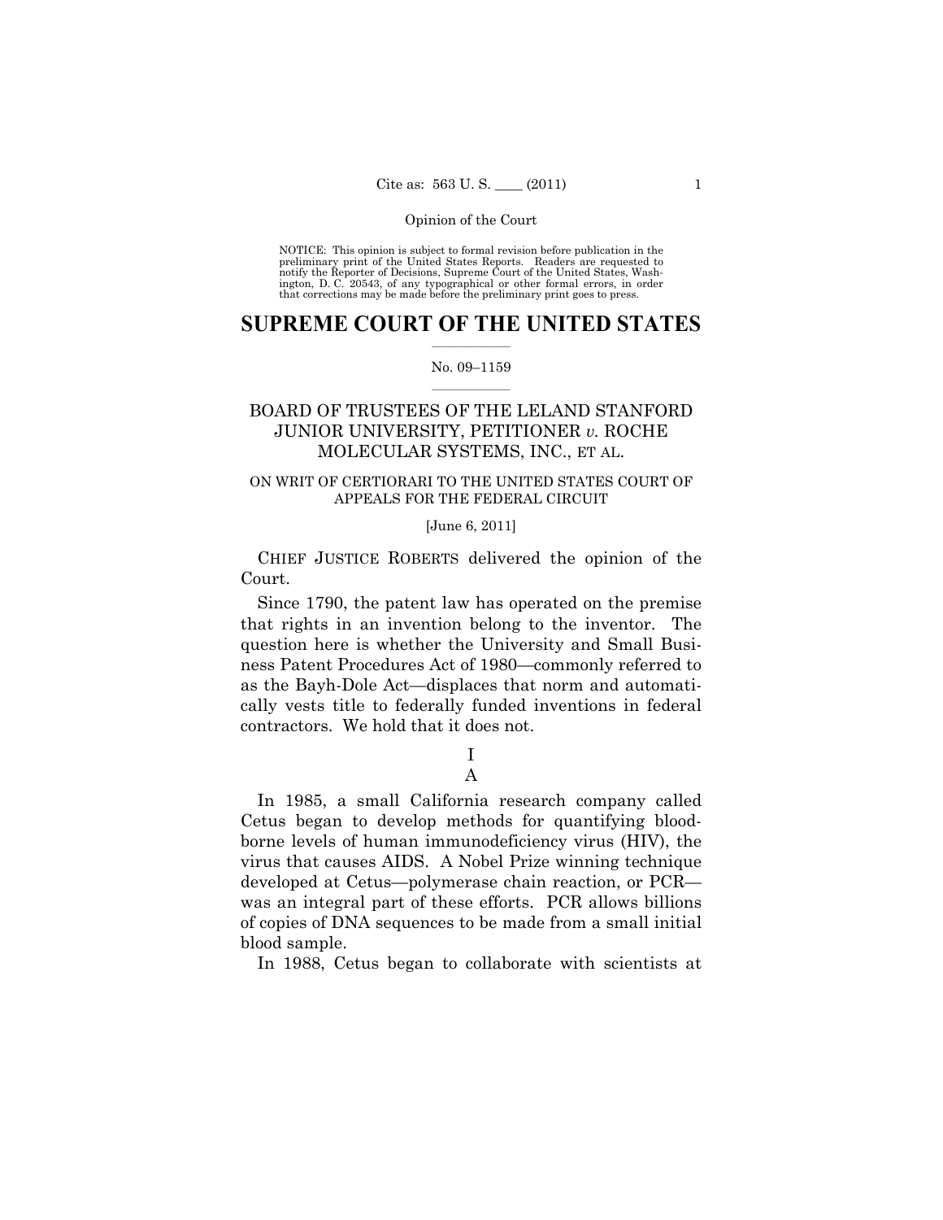NOTICE: This opinion is subject to formal revision before publication in the preliminary print of the United States Reports. Readers are requested to notify the Reporter of Decisions, Supreme Court of the United States, Washington, D. C. 20543, of any typographical or other formal errors, in order that corrections may be made before the preliminary print goes to press.

# SUPREME COURT OF THE UNITED STATES

No. 09–1159

## BOARD OF TRUSTEES OF THE LELAND STANFORD JUNIOR UNIVERSITY, PETITIONER *v.* ROCHE MOLECULAR SYSTEMS, INC., ET AL.

ON WRIT OF CERTIORARI TO THE UNITED STATES COURT OF APPEALS FOR THE FEDERAL CIRCUIT

[June 6, 2011]

CHIEF JUSTICE ROBERTS delivered the opinion of the Court.

Since 1790, the patent law has operated on the premise that rights in an invention belong to the inventor. The question here is whether the University and Small Business Patent Procedures Act of 1980—commonly referred to as the Bayh-Dole Act—displaces that norm and automatically vests title to federally funded inventions in federal contractors. We hold that it does not.

I

A

In 1985, a small California research company called Cetus began to develop methods for quantifying blood-borne levels of human immunodeficiency virus (HIV), the virus that causes AIDS. A Nobel Prize winning technique developed at Cetus—polymerase chain reaction, or PCR—was an integral part of these efforts. PCR allows billions of copies of DNA sequences to be made from a small initial blood sample.

In 1988, Cetus began to collaborate with scientists at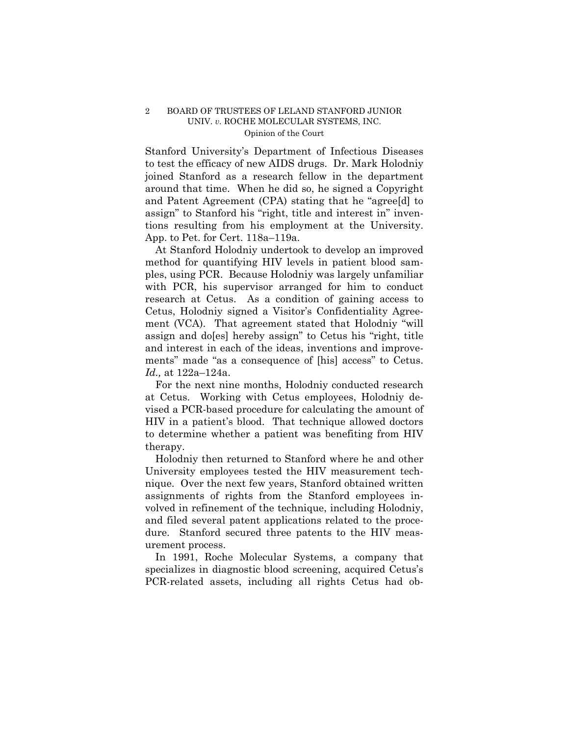Stanford University's Department of Infectious Diseases to test the efficacy of new AIDS drugs. Dr. Mark Holodniy joined Stanford as a research fellow in the department around that time. When he did so, he signed a Copyright and Patent Agreement (CPA) stating that he "agree[d] to assign" to Stanford his "right, title and interest in" inventions resulting from his employment at the University. App. to Pet. for Cert. 118a–119a.

At Stanford Holodniy undertook to develop an improved method for quantifying HIV levels in patient blood samples, using PCR. Because Holodniy was largely unfamiliar with PCR, his supervisor arranged for him to conduct research at Cetus. As a condition of gaining access to Cetus, Holodniy signed a Visitor's Confidentiality Agreement (VCA). That agreement stated that Holodniy "will assign and do[es] hereby assign" to Cetus his "right, title and interest in each of the ideas, inventions and improvements" made "as a consequence of [his] access" to Cetus. *Id.,* at 122a–124a.

For the next nine months, Holodniy conducted research at Cetus. Working with Cetus employees, Holodniy devised a PCR-based procedure for calculating the amount of HIV in a patient's blood. That technique allowed doctors to determine whether a patient was benefiting from HIV therapy.

Holodniy then returned to Stanford where he and other University employees tested the HIV measurement technique. Over the next few years, Stanford obtained written assignments of rights from the Stanford employees involved in refinement of the technique, including Holodniy, and filed several patent applications related to the procedure. Stanford secured three patents to the HIV measurement process.

In 1991, Roche Molecular Systems, a company that specializes in diagnostic blood screening, acquired Cetus's PCR-related assets, including all rights Cetus had ob-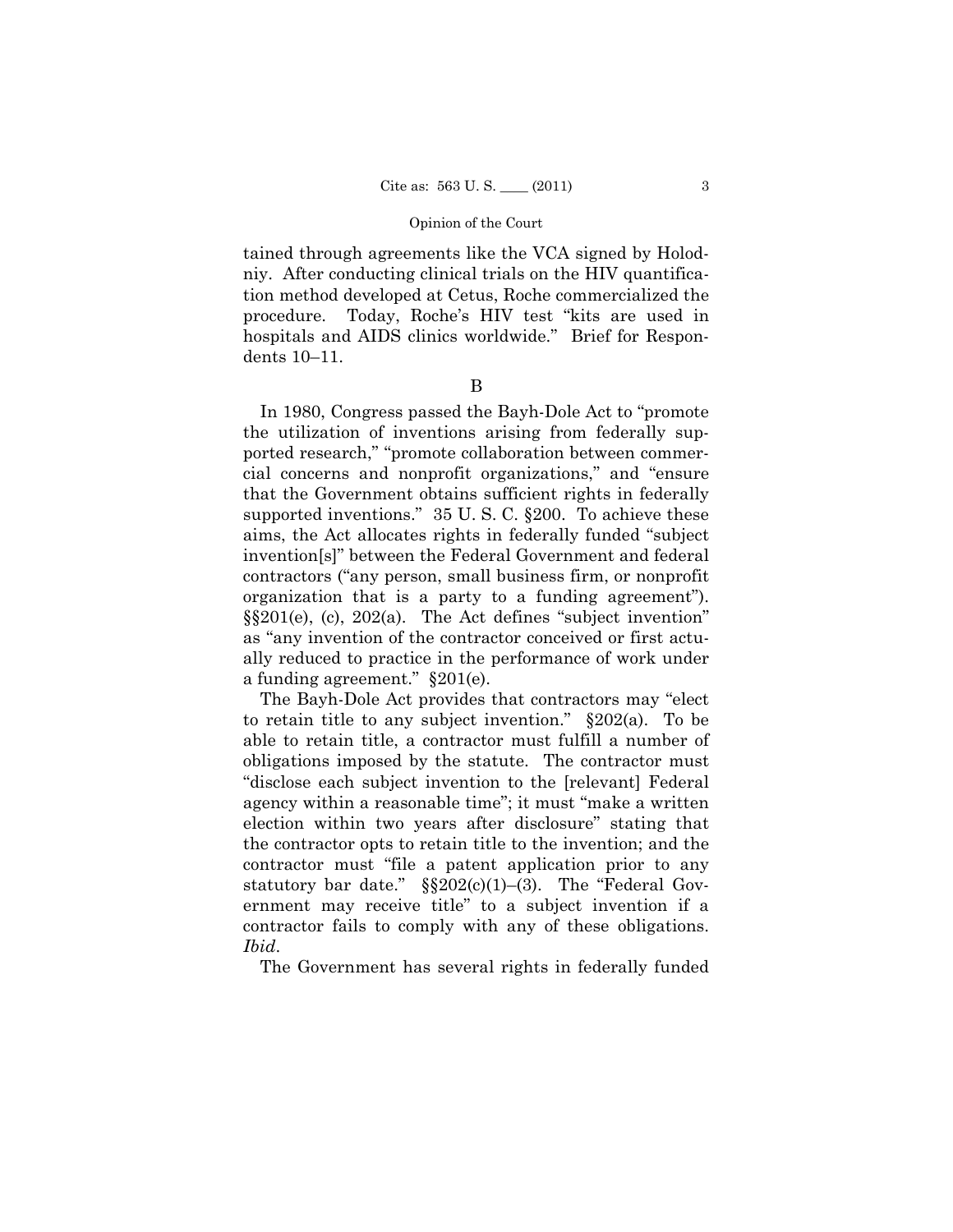tained through agreements like the VCA signed by Holodniy. After conducting clinical trials on the HIV quantification method developed at Cetus, Roche commercialized the procedure. Today, Roche's HIV test "kits are used in hospitals and AIDS clinics worldwide." Brief for Respondents 10–11.

## B

In 1980, Congress passed the Bayh-Dole Act to "promote the utilization of inventions arising from federally supported research," "promote collaboration between commercial concerns and nonprofit organizations," and "ensure that the Government obtains sufficient rights in federally supported inventions." 35 U. S. C. §200. To achieve these aims, the Act allocates rights in federally funded "subject invention[s]" between the Federal Government and federal contractors ("any person, small business firm, or nonprofit organization that is a party to a funding agreement"). §§201(e), (c), 202(a). The Act defines "subject invention" as "any invention of the contractor conceived or first actually reduced to practice in the performance of work under a funding agreement." §201(e).

The Bayh-Dole Act provides that contractors may "elect to retain title to any subject invention." §202(a). To be able to retain title, a contractor must fulfill a number of obligations imposed by the statute. The contractor must "disclose each subject invention to the [relevant] Federal agency within a reasonable time"; it must "make a written election within two years after disclosure" stating that the contractor opts to retain title to the invention; and the contractor must "file a patent application prior to any statutory bar date." §§202(c)(1)–(3). The "Federal Government may receive title" to a subject invention if a contractor fails to comply with any of these obligations. *Ibid*.

The Government has several rights in federally funded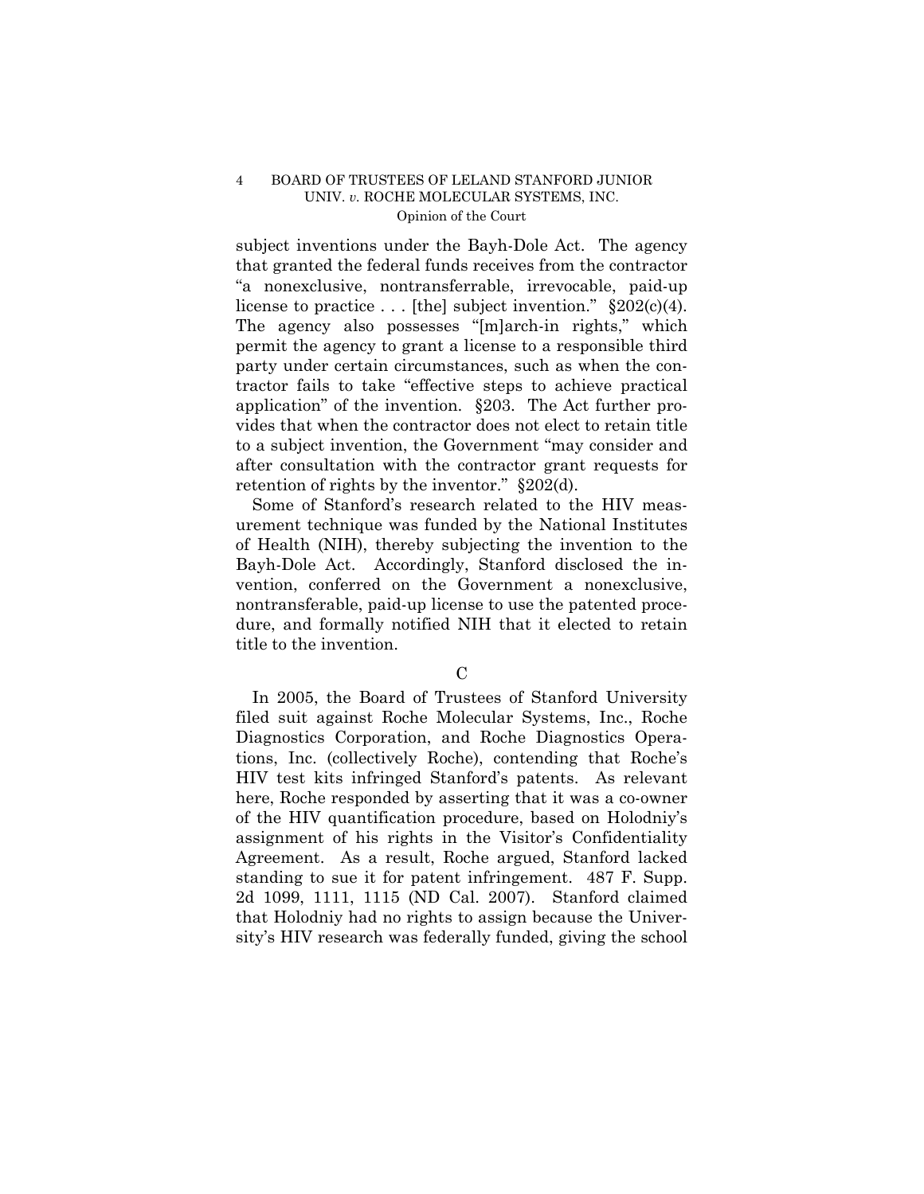subject inventions under the Bayh-Dole Act. The agency that granted the federal funds receives from the contractor "a nonexclusive, nontransferrable, irrevocable, paid-up license to practice . . . [the] subject invention." §202(c)(4). The agency also possesses "[m]arch-in rights," which permit the agency to grant a license to a responsible third party under certain circumstances, such as when the contractor fails to take "effective steps to achieve practical application" of the invention. §203. The Act further provides that when the contractor does not elect to retain title to a subject invention, the Government "may consider and after consultation with the contractor grant requests for retention of rights by the inventor." §202(d).

Some of Stanford's research related to the HIV measurement technique was funded by the National Institutes of Health (NIH), thereby subjecting the invention to the Bayh-Dole Act. Accordingly, Stanford disclosed the invention, conferred on the Government a nonexclusive, nontransferable, paid-up license to use the patented procedure, and formally notified NIH that it elected to retain title to the invention.

### C

In 2005, the Board of Trustees of Stanford University filed suit against Roche Molecular Systems, Inc., Roche Diagnostics Corporation, and Roche Diagnostics Operations, Inc. (collectively Roche), contending that Roche's HIV test kits infringed Stanford's patents. As relevant here, Roche responded by asserting that it was a co-owner of the HIV quantification procedure, based on Holodniy's assignment of his rights in the Visitor's Confidentiality Agreement. As a result, Roche argued, Stanford lacked standing to sue it for patent infringement. 487 F. Supp. 2d 1099, 1111, 1115 (ND Cal. 2007). Stanford claimed that Holodniy had no rights to assign because the University's HIV research was federally funded, giving the school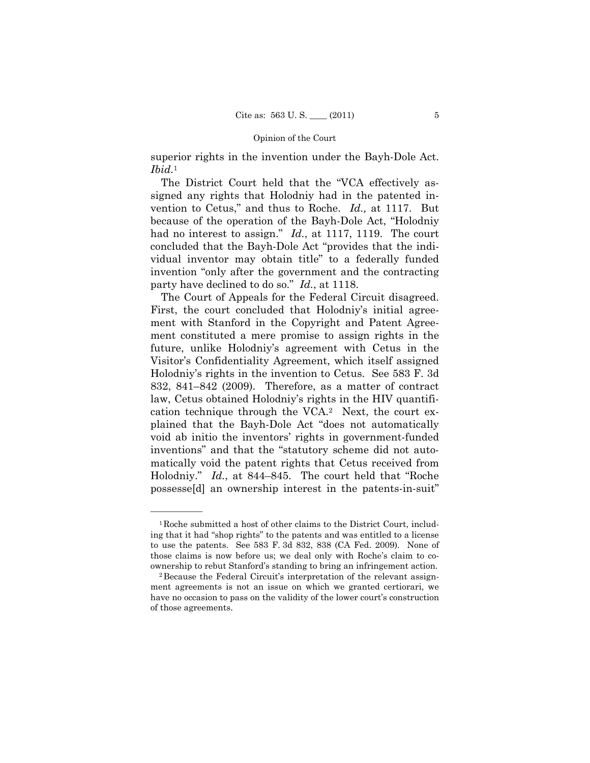superior rights in the invention under the Bayh-Dole Act. *Ibid.*[1]

The District Court held that the "VCA effectively assigned any rights that Holodniy had in the patented invention to Cetus," and thus to Roche. *Id.,* at 1117. But because of the operation of the Bayh-Dole Act, "Holodniy had no interest to assign." *Id.*, at 1117, 1119. The court concluded that the Bayh-Dole Act "provides that the individual inventor may obtain title" to a federally funded invention "only after the government and the contracting party have declined to do so." *Id.*, at 1118.

The Court of Appeals for the Federal Circuit disagreed. First, the court concluded that Holodniy's initial agreement with Stanford in the Copyright and Patent Agreement constituted a mere promise to assign rights in the future, unlike Holodniy's agreement with Cetus in the Visitor's Confidentiality Agreement, which itself assigned Holodniy's rights in the invention to Cetus. See 583 F. 3d 832, 841–842 (2009). Therefore, as a matter of contract law, Cetus obtained Holodniy's rights in the HIV quantification technique through the VCA.[2] Next, the court explained that the Bayh-Dole Act "does not automatically void ab initio the inventors' rights in government-funded inventions" and that the "statutory scheme did not automatically void the patent rights that Cetus received from Holodniy." *Id.*, at 844–845. The court held that "Roche possesse[d] an ownership interest in the patents-in-suit"

---

[1] Roche submitted a host of other claims to the District Court, including that it had "shop rights" to the patents and was entitled to a license to use the patents. See 583 F. 3d 832, 838 (CA Fed. 2009). None of those claims is now before us; we deal only with Roche's claim to co-ownership to rebut Stanford's standing to bring an infringement action.

[2] Because the Federal Circuit's interpretation of the relevant assignment agreements is not an issue on which we granted certiorari, we have no occasion to pass on the validity of the lower court's construction of those agreements.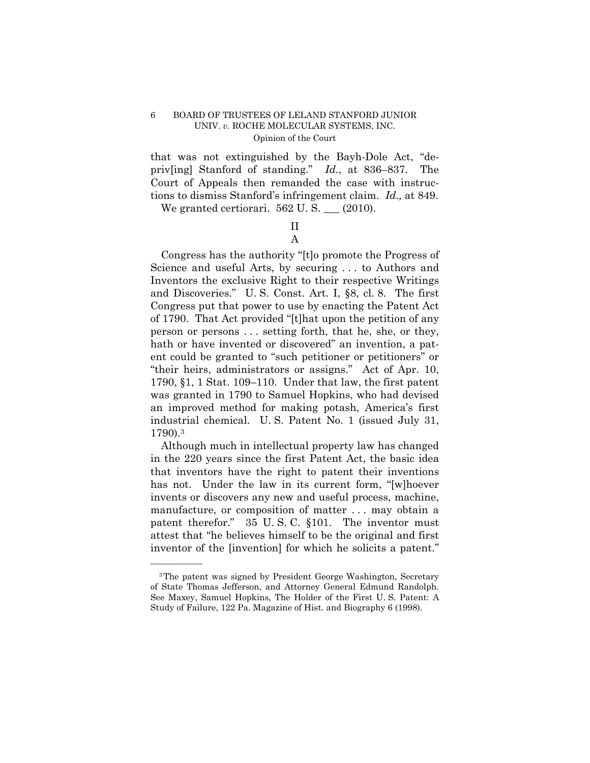that was not extinguished by the Bayh-Dole Act, "depriv[ing] Stanford of standing." *Id.*, at 836–837. The Court of Appeals then remanded the case with instructions to dismiss Stanford's infringement claim. *Id.,* at 849.

We granted certiorari. 562 U. S. ___ (2010).

## II

### A

Congress has the authority "[t]o promote the Progress of Science and useful Arts, by securing . . . to Authors and Inventors the exclusive Right to their respective Writings and Discoveries." U. S. Const. Art. I, §8, cl. 8. The first Congress put that power to use by enacting the Patent Act of 1790. That Act provided "[t]hat upon the petition of any person or persons . . . setting forth, that he, she, or they, hath or have invented or discovered" an invention, a patent could be granted to "such petitioner or petitioners" or "their heirs, administrators or assigns." Act of Apr. 10, 1790, §1, 1 Stat. 109–110. Under that law, the first patent was granted in 1790 to Samuel Hopkins, who had devised an improved method for making potash, America's first industrial chemical. U. S. Patent No. 1 (issued July 31, 1790).[3]

Although much in intellectual property law has changed in the 220 years since the first Patent Act, the basic idea that inventors have the right to patent their inventions has not. Under the law in its current form, "[w]hoever invents or discovers any new and useful process, machine, manufacture, or composition of matter . . . may obtain a patent therefor." 35 U. S. C. §101. The inventor must attest that "he believes himself to be the original and first inventor of the [invention] for which he solicits a patent."

---

[3] The patent was signed by President George Washington, Secretary of State Thomas Jefferson, and Attorney General Edmund Randolph. See Maxey, Samuel Hopkins, The Holder of the First U. S. Patent: A Study of Failure, 122 Pa. Magazine of Hist. and Biography 6 (1998).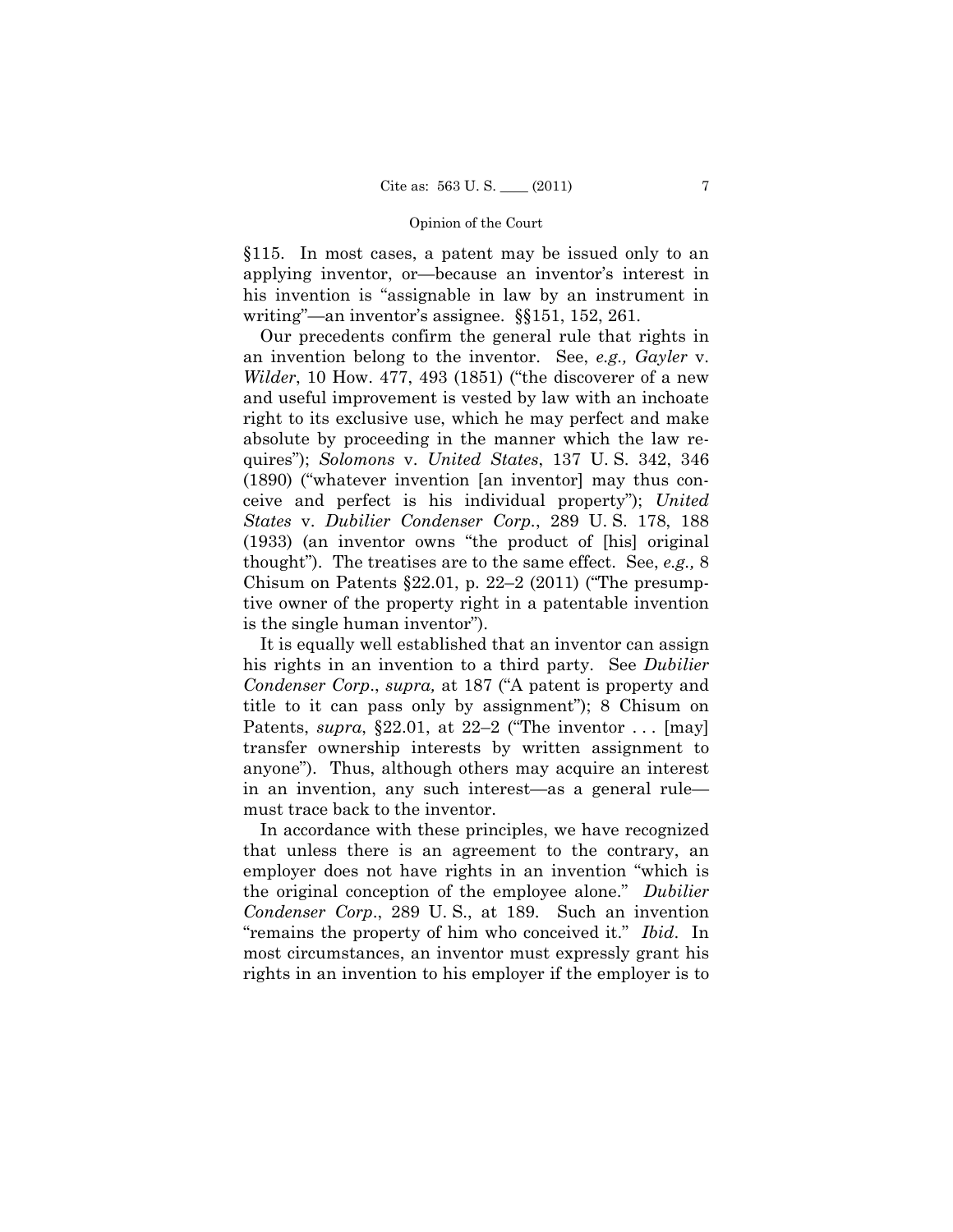§115. In most cases, a patent may be issued only to an applying inventor, or—because an inventor's interest in his invention is "assignable in law by an instrument in writing"—an inventor's assignee. §§151, 152, 261.

Our precedents confirm the general rule that rights in an invention belong to the inventor. See, *e.g., Gayler* v. *Wilder*, 10 How. 477, 493 (1851) ("the discoverer of a new and useful improvement is vested by law with an inchoate right to its exclusive use, which he may perfect and make absolute by proceeding in the manner which the law requires"); *Solomons* v. *United States*, 137 U. S. 342, 346 (1890) ("whatever invention [an inventor] may thus conceive and perfect is his individual property"); *United States* v. *Dubilier Condenser Corp.*, 289 U. S. 178, 188 (1933) (an inventor owns "the product of [his] original thought"). The treatises are to the same effect. See, *e.g.,* 8 Chisum on Patents §22.01, p. 22–2 (2011) ("The presumptive owner of the property right in a patentable invention is the single human inventor").

It is equally well established that an inventor can assign his rights in an invention to a third party. See *Dubilier Condenser Corp.*, *supra,* at 187 ("A patent is property and title to it can pass only by assignment"); 8 Chisum on Patents, *supra*, §22.01, at 22–2 ("The inventor . . . [may] transfer ownership interests by written assignment to anyone"). Thus, although others may acquire an interest in an invention, any such interest—as a general rule—must trace back to the inventor.

In accordance with these principles, we have recognized that unless there is an agreement to the contrary, an employer does not have rights in an invention "which is the original conception of the employee alone." *Dubilier Condenser Corp*., 289 U. S., at 189. Such an invention "remains the property of him who conceived it." *Ibid*. In most circumstances, an inventor must expressly grant his rights in an invention to his employer if the employer is to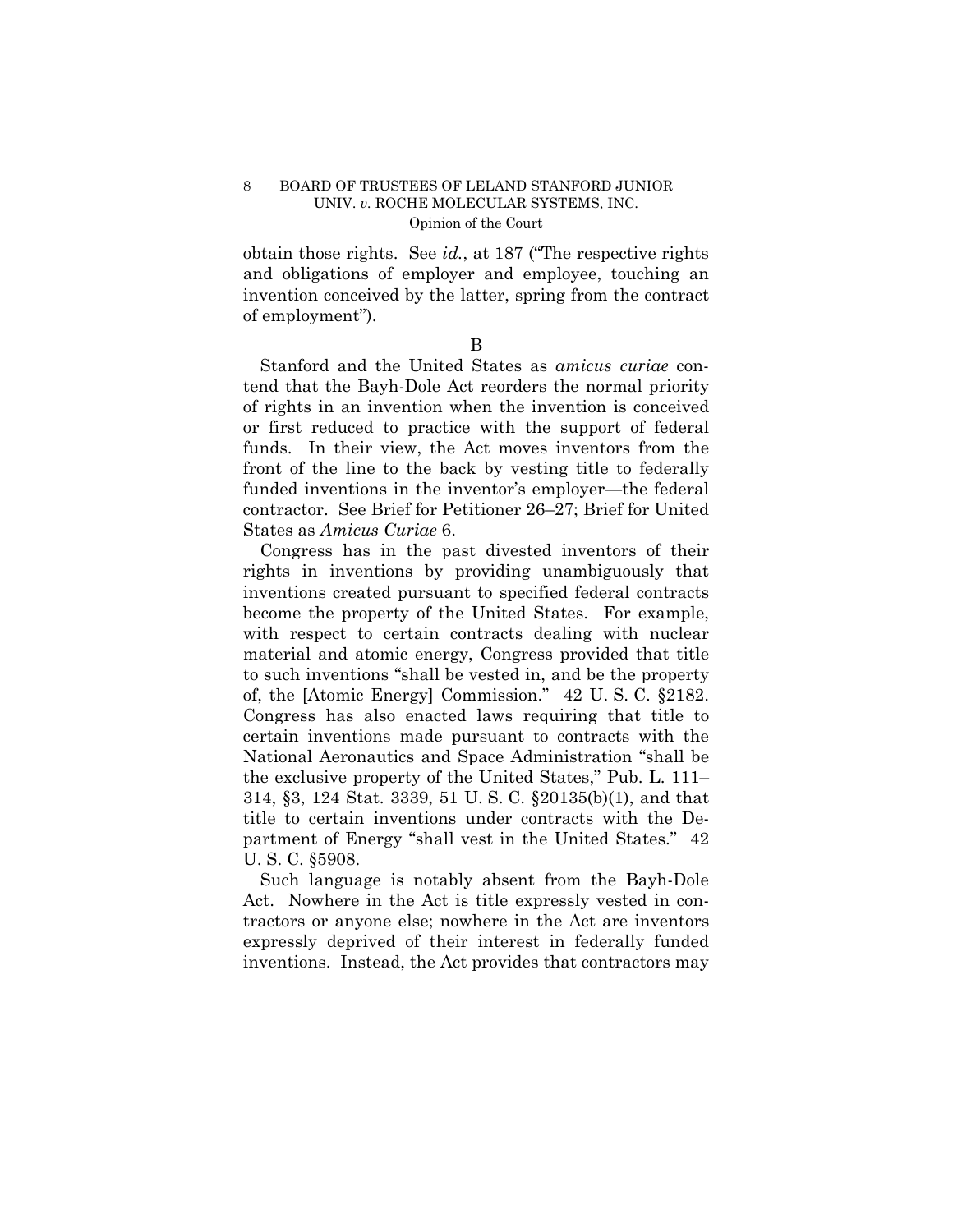obtain those rights. See *id.*, at 187 ("The respective rights and obligations of employer and employee, touching an invention conceived by the latter, spring from the contract of employment").

B

Stanford and the United States as *amicus curiae* contend that the Bayh-Dole Act reorders the normal priority of rights in an invention when the invention is conceived or first reduced to practice with the support of federal funds. In their view, the Act moves inventors from the front of the line to the back by vesting title to federally funded inventions in the inventor's employer—the federal contractor. See Brief for Petitioner 26–27; Brief for United States as *Amicus Curiae* 6.

Congress has in the past divested inventors of their rights in inventions by providing unambiguously that inventions created pursuant to specified federal contracts become the property of the United States. For example, with respect to certain contracts dealing with nuclear material and atomic energy, Congress provided that title to such inventions "shall be vested in, and be the property of, the [Atomic Energy] Commission." 42 U. S. C. §2182. Congress has also enacted laws requiring that title to certain inventions made pursuant to contracts with the National Aeronautics and Space Administration "shall be the exclusive property of the United States," Pub. L. 111–314, §3, 124 Stat. 3339, 51 U. S. C. §20135(b)(1), and that title to certain inventions under contracts with the Department of Energy "shall vest in the United States." 42 U. S. C. §5908.

Such language is notably absent from the Bayh-Dole Act. Nowhere in the Act is title expressly vested in contractors or anyone else; nowhere in the Act are inventors expressly deprived of their interest in federally funded inventions. Instead, the Act provides that contractors may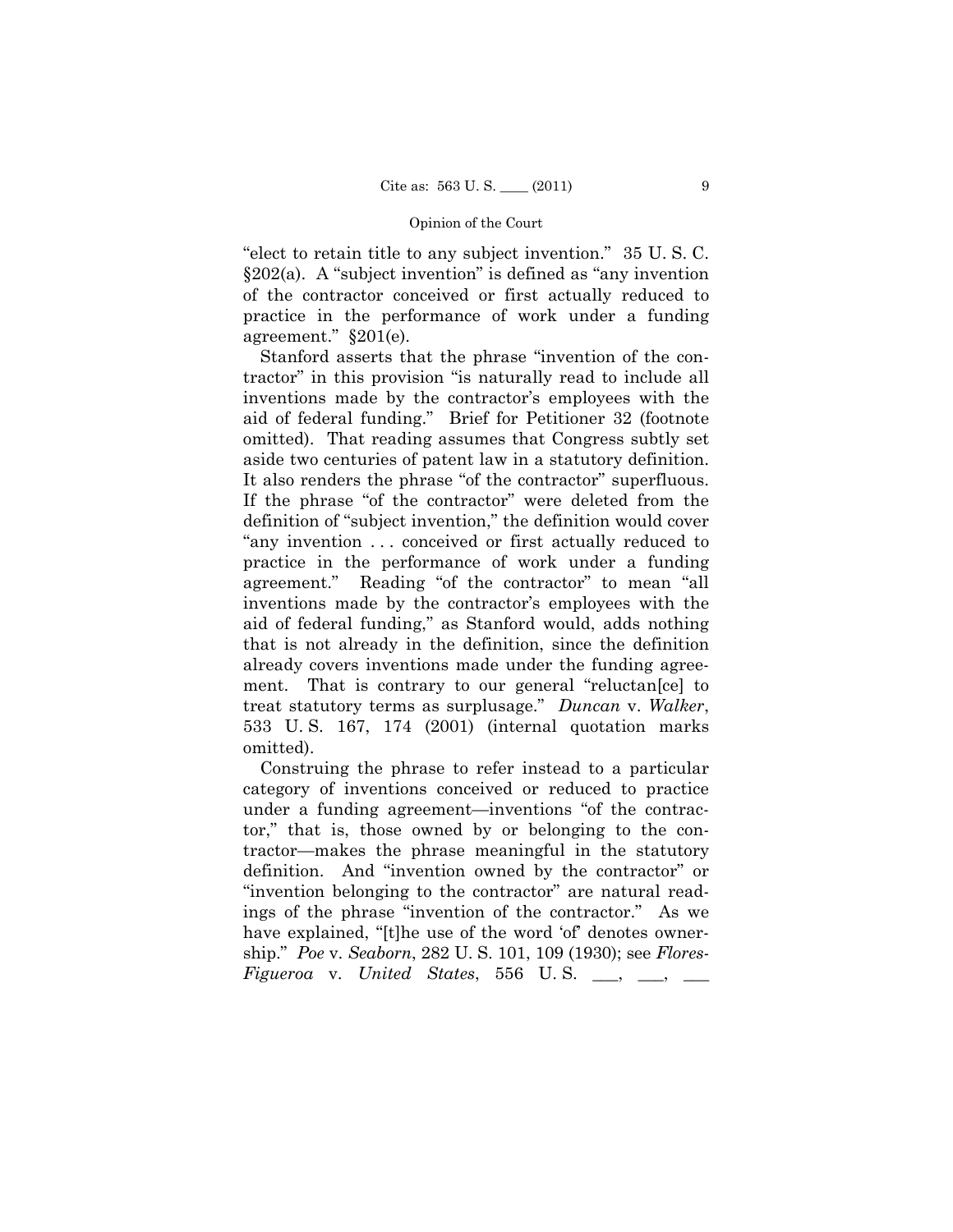"elect to retain title to any subject invention." 35 U. S. C. §202(a). A "subject invention" is defined as "any invention of the contractor conceived or first actually reduced to practice in the performance of work under a funding agreement." §201(e).

Stanford asserts that the phrase "invention of the contractor" in this provision "is naturally read to include all inventions made by the contractor's employees with the aid of federal funding." Brief for Petitioner 32 (footnote omitted). That reading assumes that Congress subtly set aside two centuries of patent law in a statutory definition. It also renders the phrase "of the contractor" superfluous. If the phrase "of the contractor" were deleted from the definition of "subject invention," the definition would cover "any invention . . . conceived or first actually reduced to practice in the performance of work under a funding agreement." Reading "of the contractor" to mean "all inventions made by the contractor's employees with the aid of federal funding," as Stanford would, adds nothing that is not already in the definition, since the definition already covers inventions made under the funding agreement. That is contrary to our general "reluctan[ce] to treat statutory terms as surplusage." *Duncan* v. *Walker*, 533 U. S. 167, 174 (2001) (internal quotation marks omitted).

Construing the phrase to refer instead to a particular category of inventions conceived or reduced to practice under a funding agreement—inventions "of the contractor," that is, those owned by or belonging to the contractor—makes the phrase meaningful in the statutory definition. And "invention owned by the contractor" or "invention belonging to the contractor" are natural readings of the phrase "invention of the contractor." As we have explained, "[t]he use of the word 'of' denotes ownership." *Poe* v. *Seaborn*, 282 U. S. 101, 109 (1930); see *Flores-Figueroa* v. *United States*, 556 U. S. ___, ___, ___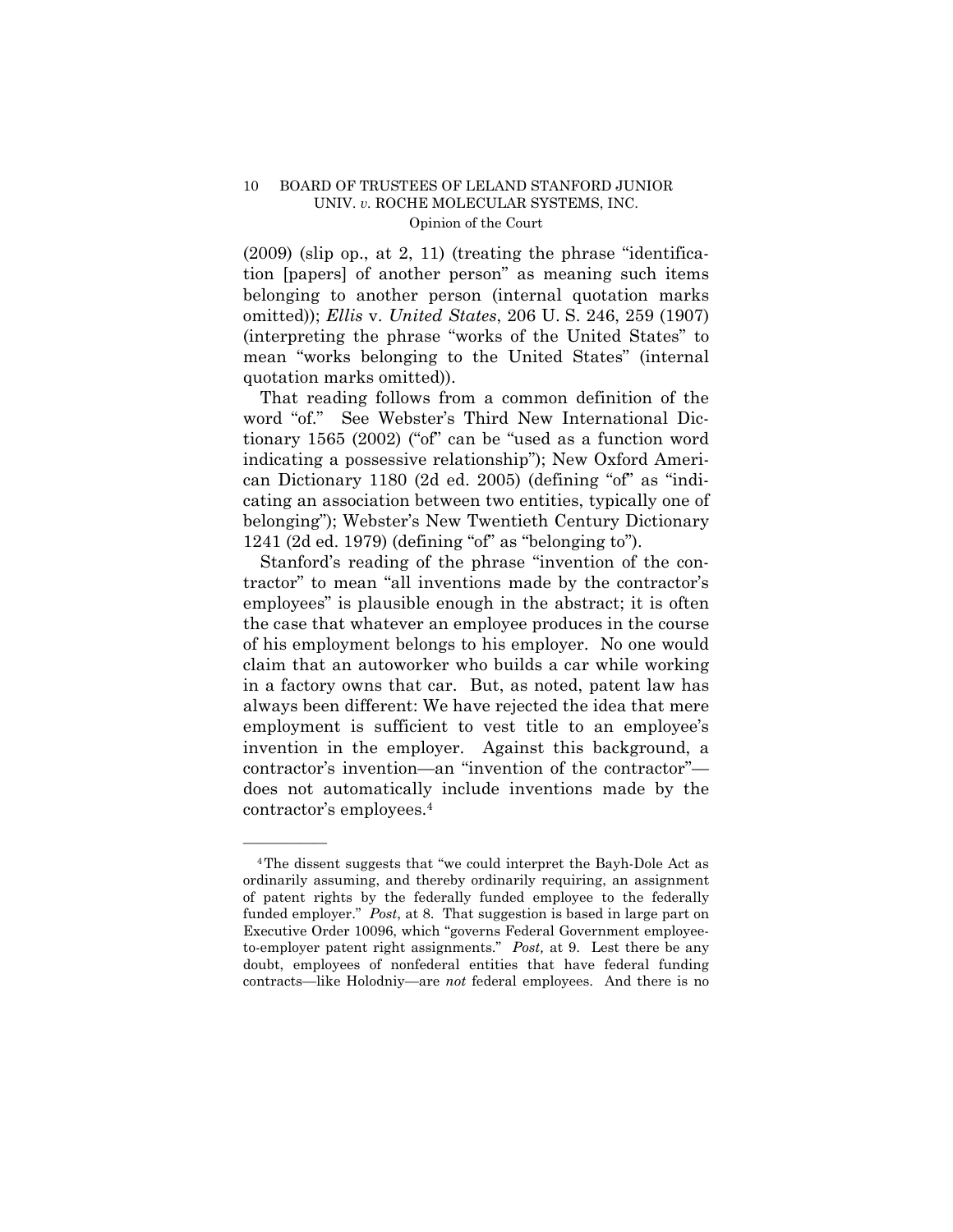(2009) (slip op., at 2, 11) (treating the phrase "identification [papers] of another person" as meaning such items belonging to another person (internal quotation marks omitted)); *Ellis* v. *United States*, 206 U. S. 246, 259 (1907) (interpreting the phrase "works of the United States" to mean "works belonging to the United States" (internal quotation marks omitted)).

That reading follows from a common definition of the word "of." See Webster's Third New International Dictionary 1565 (2002) ("of" can be "used as a function word indicating a possessive relationship"); New Oxford American Dictionary 1180 (2d ed. 2005) (defining "of" as "indicating an association between two entities, typically one of belonging"); Webster's New Twentieth Century Dictionary 1241 (2d ed. 1979) (defining "of" as "belonging to").

Stanford's reading of the phrase "invention of the contractor" to mean "all inventions made by the contractor's employees" is plausible enough in the abstract; it is often the case that whatever an employee produces in the course of his employment belongs to his employer. No one would claim that an autoworker who builds a car while working in a factory owns that car. But, as noted, patent law has always been different: We have rejected the idea that mere employment is sufficient to vest title to an employee's invention in the employer. Against this background, a contractor's invention—an "invention of the contractor"—does not automatically include inventions made by the contractor's employees.[4]

---

[4] The dissent suggests that "we could interpret the Bayh-Dole Act as ordinarily assuming, and thereby ordinarily requiring, an assignment of patent rights by the federally funded employee to the federally funded employer." *Post*, at 8. That suggestion is based in large part on Executive Order 10096, which "governs Federal Government employee-to-employer patent right assignments." *Post,* at 9. Lest there be any doubt, employees of nonfederal entities that have federal funding contracts—like Holodniy—are *not* federal employees. And there is no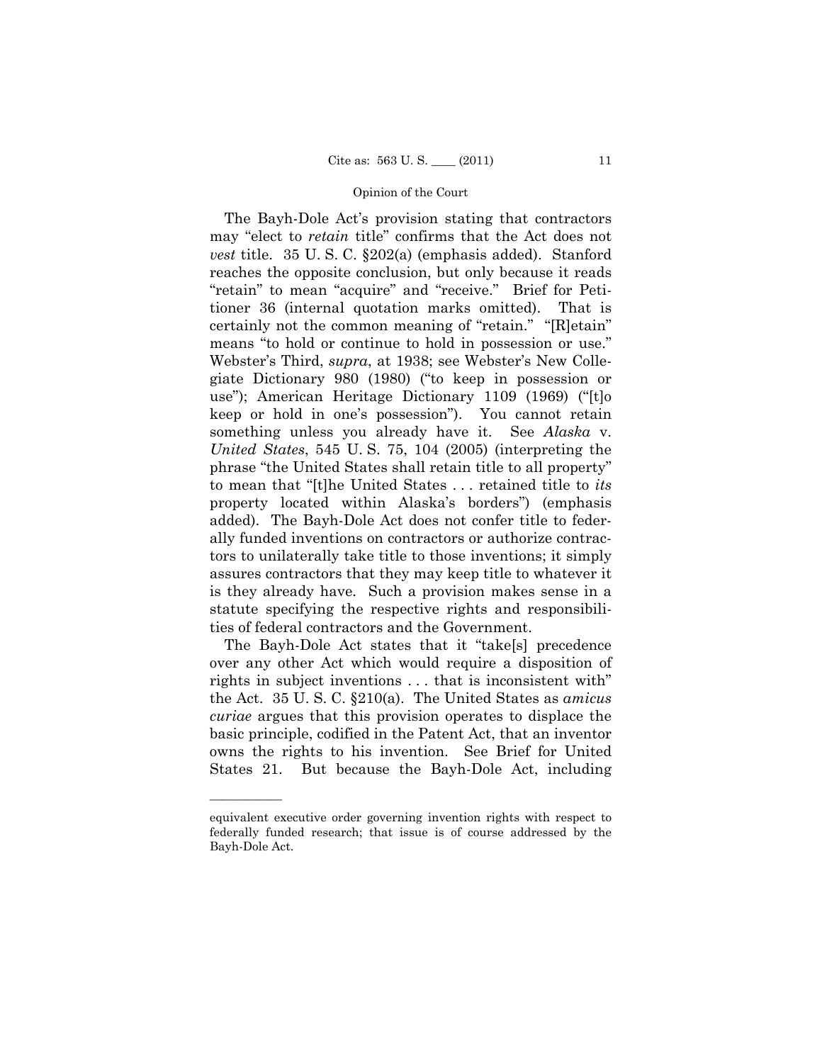The Bayh-Dole Act's provision stating that contractors may "elect to *retain* title" confirms that the Act does not *vest* title. 35 U. S. C. §202(a) (emphasis added). Stanford reaches the opposite conclusion, but only because it reads "retain" to mean "acquire" and "receive." Brief for Petitioner 36 (internal quotation marks omitted). That is certainly not the common meaning of "retain." "[R]etain" means "to hold or continue to hold in possession or use." Webster's Third, *supra*, at 1938; see Webster's New Collegiate Dictionary 980 (1980) ("to keep in possession or use"); American Heritage Dictionary 1109 (1969) ("[t]o keep or hold in one's possession"). You cannot retain something unless you already have it. See *Alaska* v. *United States*, 545 U. S. 75, 104 (2005) (interpreting the phrase "the United States shall retain title to all property" to mean that "[t]he United States . . . retained title to *its* property located within Alaska's borders") (emphasis added). The Bayh-Dole Act does not confer title to federally funded inventions on contractors or authorize contractors to unilaterally take title to those inventions; it simply assures contractors that they may keep title to whatever it is they already have. Such a provision makes sense in a statute specifying the respective rights and responsibilities of federal contractors and the Government.

The Bayh-Dole Act states that it "take[s] precedence over any other Act which would require a disposition of rights in subject inventions . . . that is inconsistent with" the Act. 35 U. S. C. §210(a). The United States as *amicus curiae* argues that this provision operates to displace the basic principle, codified in the Patent Act, that an inventor owns the rights to his invention. See Brief for United States 21. But because the Bayh-Dole Act, including

---

equivalent executive order governing invention rights with respect to federally funded research; that issue is of course addressed by the Bayh-Dole Act.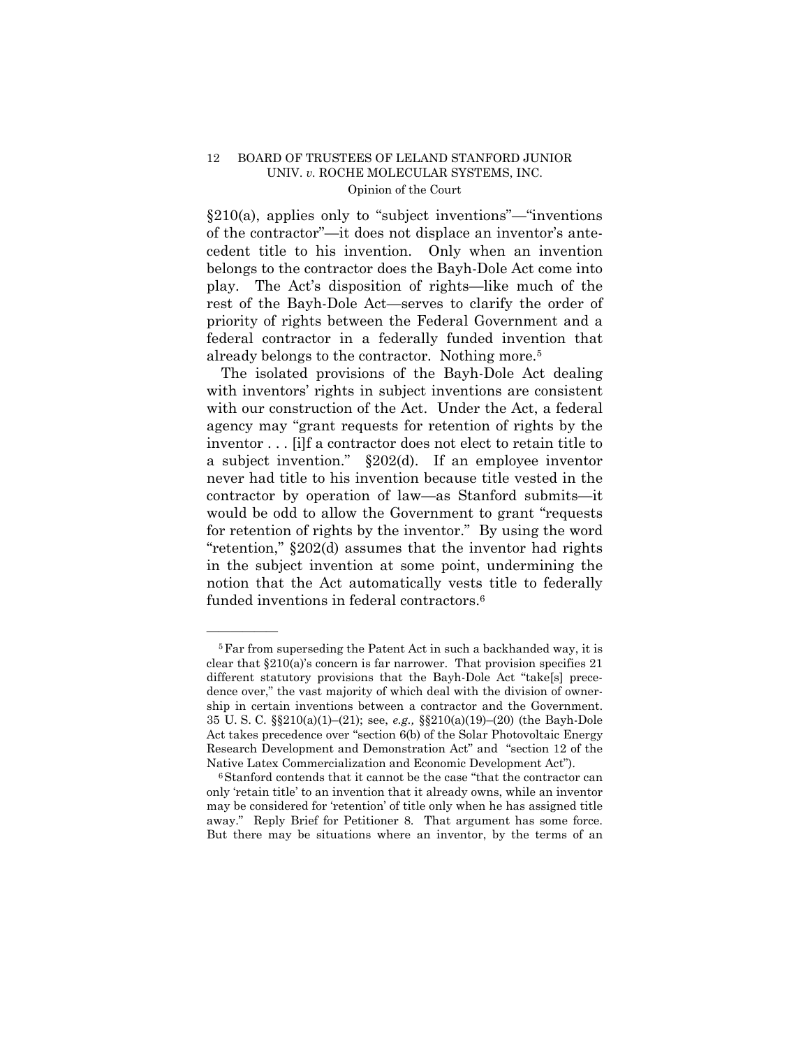§210(a), applies only to "subject inventions"—"inventions of the contractor"—it does not displace an inventor's antecedent title to his invention. Only when an invention belongs to the contractor does the Bayh-Dole Act come into play. The Act's disposition of rights—like much of the rest of the Bayh-Dole Act—serves to clarify the order of priority of rights between the Federal Government and a federal contractor in a federally funded invention that already belongs to the contractor. Nothing more.[5]

The isolated provisions of the Bayh-Dole Act dealing with inventors' rights in subject inventions are consistent with our construction of the Act. Under the Act, a federal agency may "grant requests for retention of rights by the inventor . . . [i]f a contractor does not elect to retain title to a subject invention." §202(d). If an employee inventor never had title to his invention because title vested in the contractor by operation of law—as Stanford submits—it would be odd to allow the Government to grant "requests for retention of rights by the inventor." By using the word "retention," §202(d) assumes that the inventor had rights in the subject invention at some point, undermining the notion that the Act automatically vests title to federally funded inventions in federal contractors.[6]

---

[5] Far from superseding the Patent Act in such a backhanded way, it is clear that §210(a)'s concern is far narrower. That provision specifies 21 different statutory provisions that the Bayh-Dole Act "take[s] precedence over," the vast majority of which deal with the division of ownership in certain inventions between a contractor and the Government. 35 U. S. C. §§210(a)(1)–(21); see, *e.g.,* §§210(a)(19)–(20) (the Bayh-Dole Act takes precedence over "section 6(b) of the Solar Photovoltaic Energy Research Development and Demonstration Act" and "section 12 of the Native Latex Commercialization and Economic Development Act").

[6] Stanford contends that it cannot be the case "that the contractor can only 'retain title' to an invention that it already owns, while an inventor may be considered for 'retention' of title only when he has assigned title away." Reply Brief for Petitioner 8. That argument has some force. But there may be situations where an inventor, by the terms of an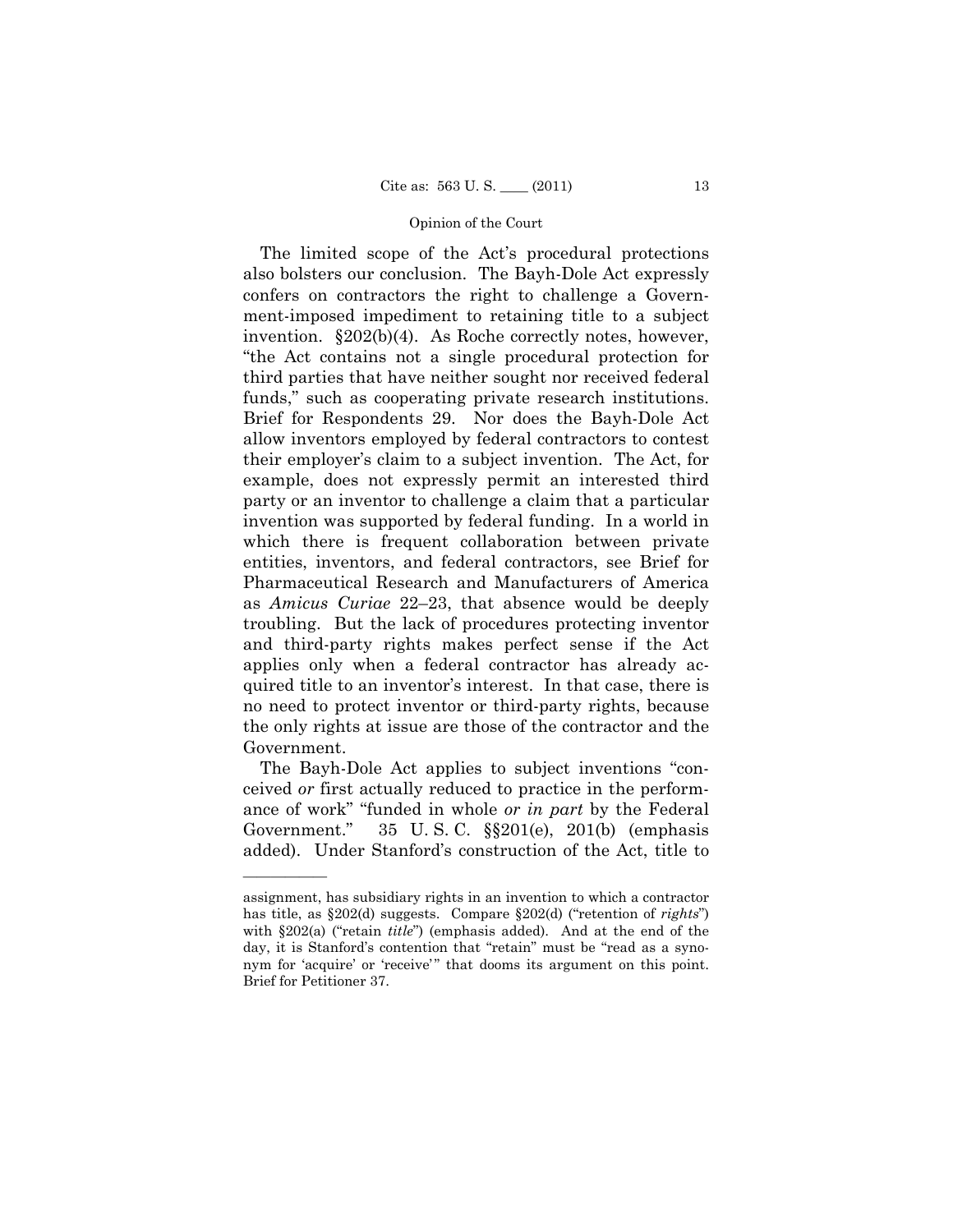The limited scope of the Act's procedural protections also bolsters our conclusion. The Bayh-Dole Act expressly confers on contractors the right to challenge a Government-imposed impediment to retaining title to a subject invention. §202(b)(4). As Roche correctly notes, however, "the Act contains not a single procedural protection for third parties that have neither sought nor received federal funds," such as cooperating private research institutions. Brief for Respondents 29. Nor does the Bayh-Dole Act allow inventors employed by federal contractors to contest their employer's claim to a subject invention. The Act, for example, does not expressly permit an interested third party or an inventor to challenge a claim that a particular invention was supported by federal funding. In a world in which there is frequent collaboration between private entities, inventors, and federal contractors, see Brief for Pharmaceutical Research and Manufacturers of America as *Amicus Curiae* 22–23, that absence would be deeply troubling. But the lack of procedures protecting inventor and third-party rights makes perfect sense if the Act applies only when a federal contractor has already acquired title to an inventor's interest. In that case, there is no need to protect inventor or third-party rights, because the only rights at issue are those of the contractor and the Government.

The Bayh-Dole Act applies to subject inventions "conceived *or* first actually reduced to practice in the performance of work" "funded in whole *or in part* by the Federal Government." 35 U. S. C. §§201(e), 201(b) (emphasis added). Under Stanford's construction of the Act, title to

---

assignment, has subsidiary rights in an invention to which a contractor has title, as §202(d) suggests. Compare §202(d) ("retention of *rights*") with §202(a) ("retain *title*") (emphasis added). And at the end of the day, it is Stanford's contention that "retain" must be "read as a synonym for 'acquire' or 'receive'" that dooms its argument on this point. Brief for Petitioner 37.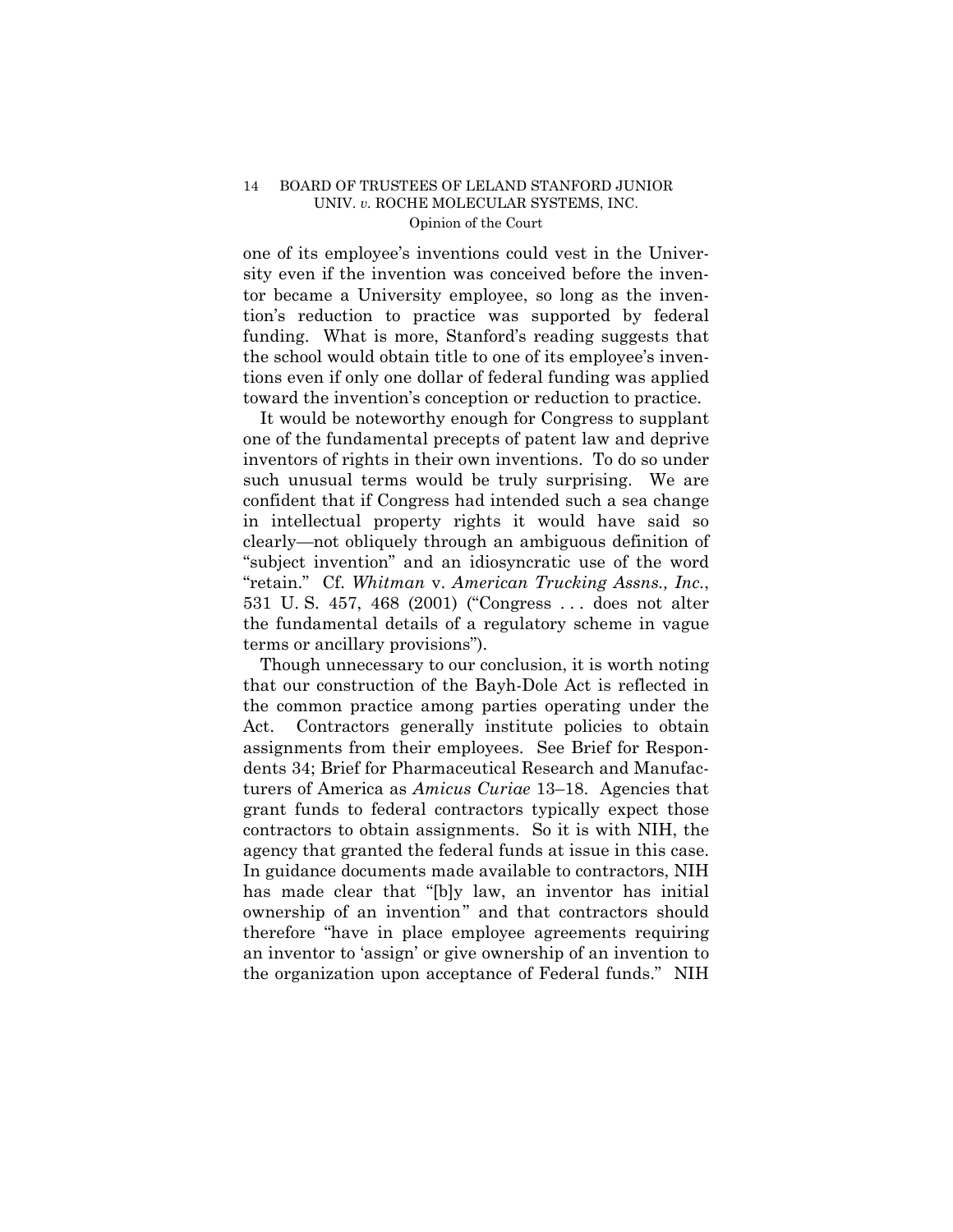one of its employee's inventions could vest in the University even if the invention was conceived before the inventor became a University employee, so long as the invention's reduction to practice was supported by federal funding. What is more, Stanford's reading suggests that the school would obtain title to one of its employee's inventions even if only one dollar of federal funding was applied toward the invention's conception or reduction to practice.

It would be noteworthy enough for Congress to supplant one of the fundamental precepts of patent law and deprive inventors of rights in their own inventions. To do so under such unusual terms would be truly surprising. We are confident that if Congress had intended such a sea change in intellectual property rights it would have said so clearly—not obliquely through an ambiguous definition of "subject invention" and an idiosyncratic use of the word "retain." Cf. *Whitman* v. *American Trucking Assns., Inc.*, 531 U. S. 457, 468 (2001) ("Congress . . . does not alter the fundamental details of a regulatory scheme in vague terms or ancillary provisions").

Though unnecessary to our conclusion, it is worth noting that our construction of the Bayh-Dole Act is reflected in the common practice among parties operating under the Act. Contractors generally institute policies to obtain assignments from their employees. See Brief for Respondents 34; Brief for Pharmaceutical Research and Manufacturers of America as *Amicus Curiae* 13–18. Agencies that grant funds to federal contractors typically expect those contractors to obtain assignments. So it is with NIH, the agency that granted the federal funds at issue in this case. In guidance documents made available to contractors, NIH has made clear that "[b]y law, an inventor has initial ownership of an invention" and that contractors should therefore "have in place employee agreements requiring an inventor to 'assign' or give ownership of an invention to the organization upon acceptance of Federal funds." NIH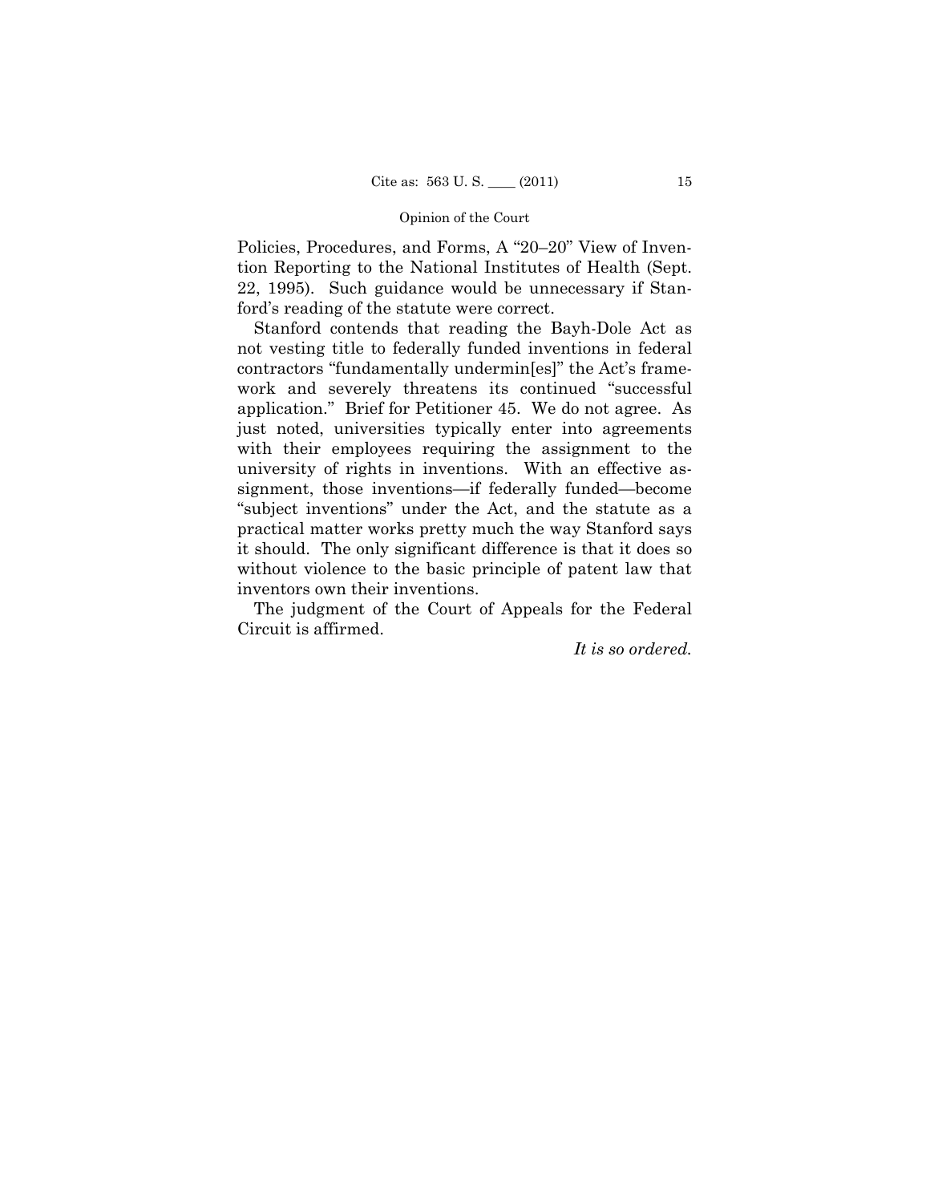Policies, Procedures, and Forms, A "20–20" View of Invention Reporting to the National Institutes of Health (Sept. 22, 1995). Such guidance would be unnecessary if Stanford's reading of the statute were correct.

Stanford contends that reading the Bayh-Dole Act as not vesting title to federally funded inventions in federal contractors "fundamentally undermin[es]" the Act's framework and severely threatens its continued "successful application." Brief for Petitioner 45. We do not agree. As just noted, universities typically enter into agreements with their employees requiring the assignment to the university of rights in inventions. With an effective assignment, those inventions—if federally funded—become "subject inventions" under the Act, and the statute as a practical matter works pretty much the way Stanford says it should. The only significant difference is that it does so without violence to the basic principle of patent law that inventors own their inventions.

The judgment of the Court of Appeals for the Federal Circuit is affirmed.

*It is so ordered.*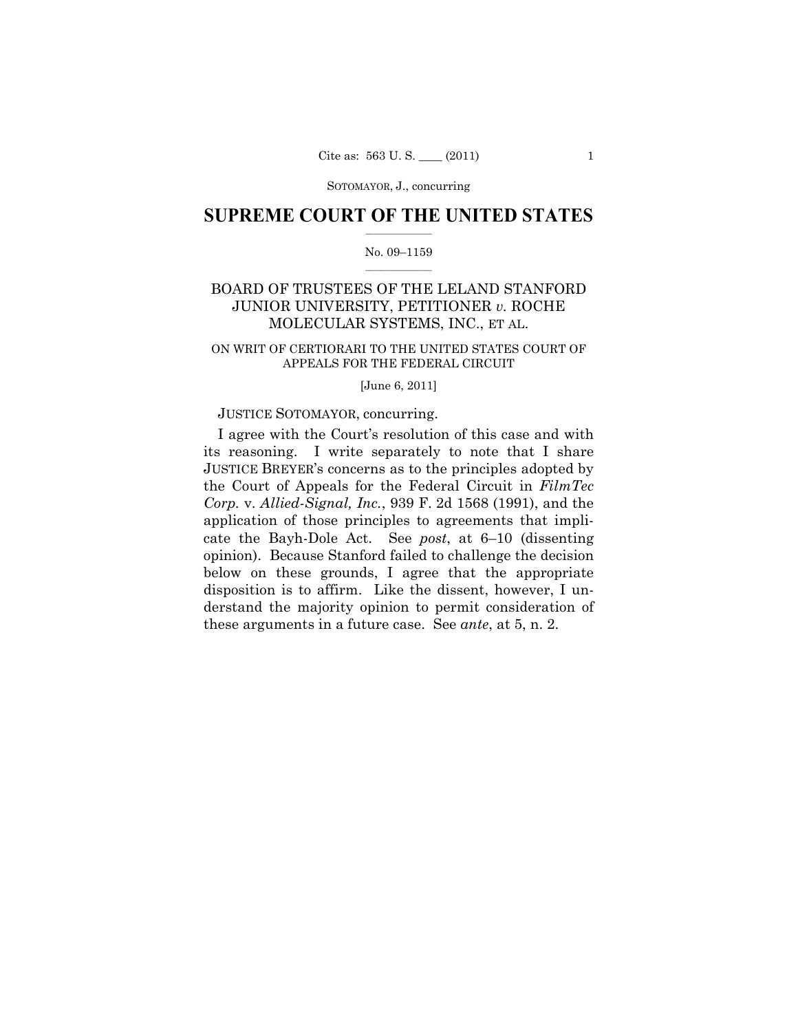# SUPREME COURT OF THE UNITED STATES

No. 09–1159

BOARD OF TRUSTEES OF THE LELAND STANFORD JUNIOR UNIVERSITY, PETITIONER *v.* ROCHE MOLECULAR SYSTEMS, INC., ET AL.

ON WRIT OF CERTIORARI TO THE UNITED STATES COURT OF APPEALS FOR THE FEDERAL CIRCUIT

[June 6, 2011]

JUSTICE SOTOMAYOR, concurring.

I agree with the Court's resolution of this case and with its reasoning. I write separately to note that I share JUSTICE BREYER's concerns as to the principles adopted by the Court of Appeals for the Federal Circuit in *FilmTec Corp.* v. *Allied-Signal, Inc.*, 939 F. 2d 1568 (1991), and the application of those principles to agreements that implicate the Bayh-Dole Act. See *post*, at 6–10 (dissenting opinion). Because Stanford failed to challenge the decision below on these grounds, I agree that the appropriate disposition is to affirm. Like the dissent, however, I understand the majority opinion to permit consideration of these arguments in a future case. See *ante*, at 5, n. 2.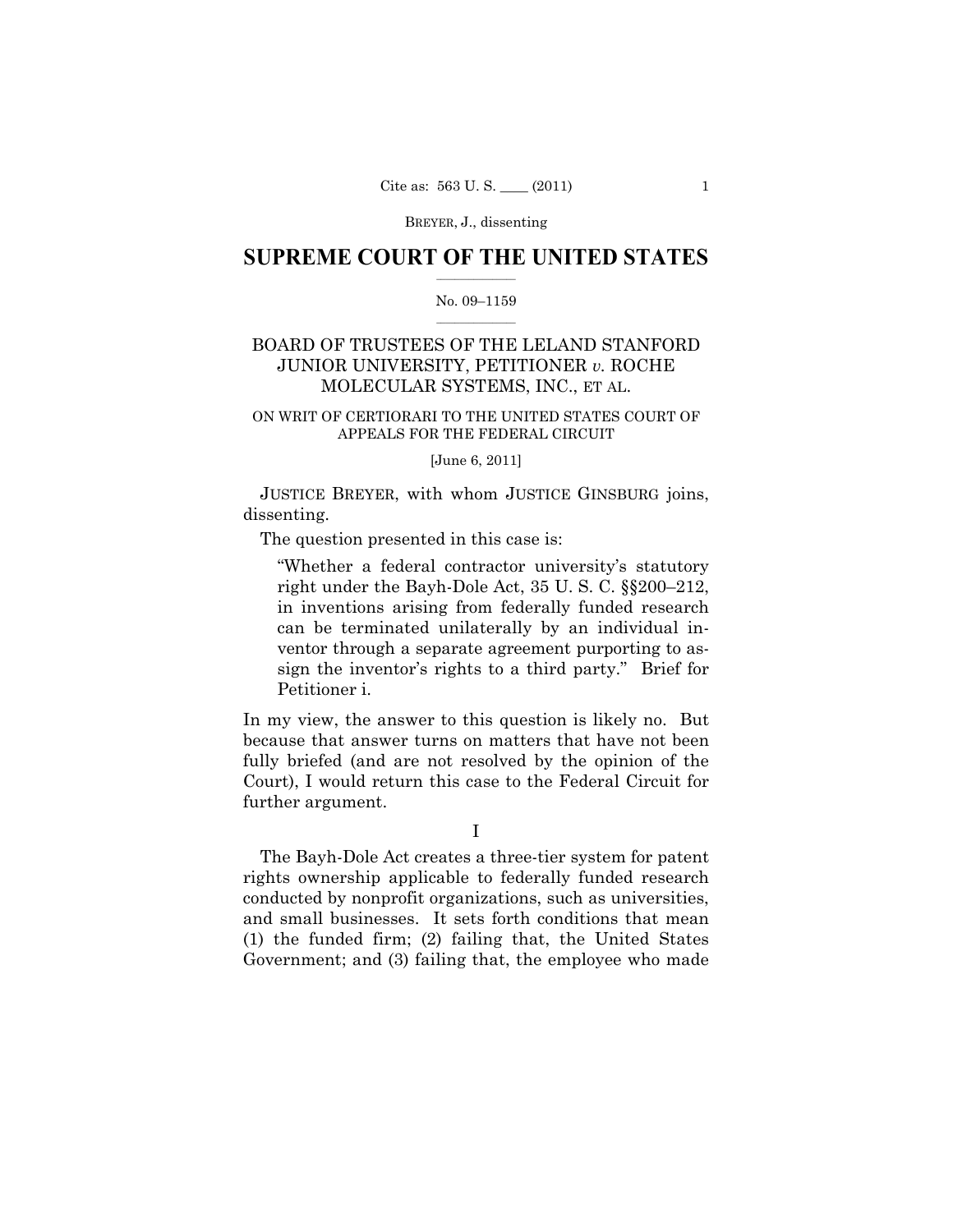## SUPREME COURT OF THE UNITED STATES

No. 09–1159

BOARD OF TRUSTEES OF THE LELAND STANFORD JUNIOR UNIVERSITY, PETITIONER *v.* ROCHE MOLECULAR SYSTEMS, INC., ET AL.

ON WRIT OF CERTIORARI TO THE UNITED STATES COURT OF APPEALS FOR THE FEDERAL CIRCUIT

[June 6, 2011]

JUSTICE BREYER, with whom JUSTICE GINSBURG joins, dissenting.

The question presented in this case is:

> "Whether a federal contractor university's statutory right under the Bayh-Dole Act, 35 U. S. C. §§200–212, in inventions arising from federally funded research can be terminated unilaterally by an individual inventor through a separate agreement purporting to assign the inventor's rights to a third party." Brief for Petitioner i.

In my view, the answer to this question is likely no. But because that answer turns on matters that have not been fully briefed (and are not resolved by the opinion of the Court), I would return this case to the Federal Circuit for further argument.

I

The Bayh-Dole Act creates a three-tier system for patent rights ownership applicable to federally funded research conducted by nonprofit organizations, such as universities, and small businesses. It sets forth conditions that mean (1) the funded firm; (2) failing that, the United States Government; and (3) failing that, the employee who made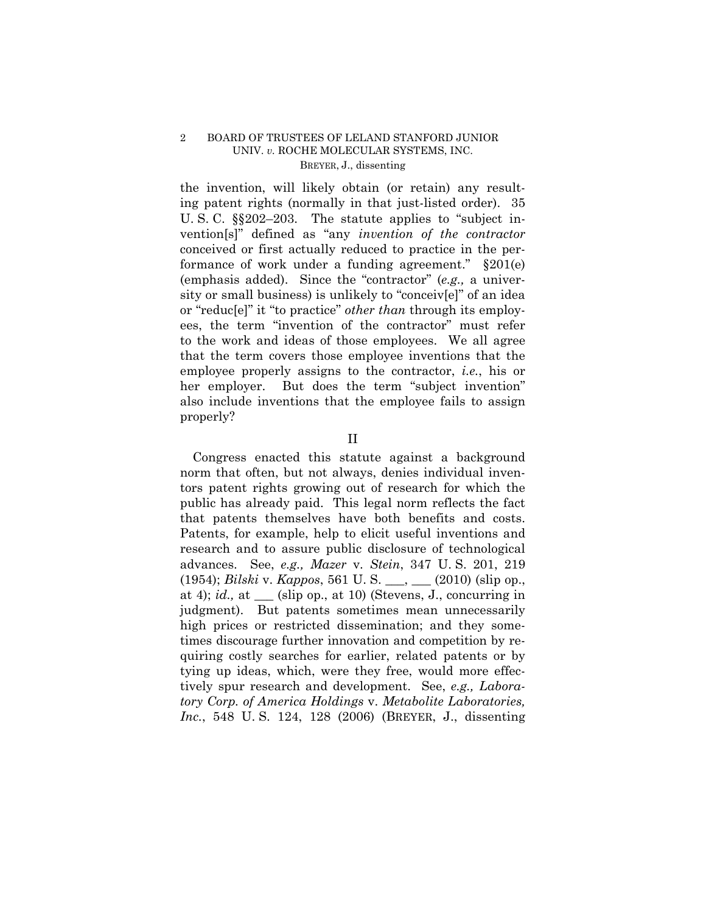the invention, will likely obtain (or retain) any resulting patent rights (normally in that just-listed order). 35 U. S. C. §§202–203. The statute applies to "subject invention[s]" defined as "any *invention of the contractor* conceived or first actually reduced to practice in the performance of work under a funding agreement." §201(e) (emphasis added). Since the "contractor" (*e.g.,* a university or small business) is unlikely to "conceiv[e]" of an idea or "reduc[e]" it "to practice" *other than* through its employees, the term "invention of the contractor" must refer to the work and ideas of those employees. We all agree that the term covers those employee inventions that the employee properly assigns to the contractor, *i.e.*, his or her employer. But does the term "subject invention" also include inventions that the employee fails to assign properly?

## II

Congress enacted this statute against a background norm that often, but not always, denies individual inventors patent rights growing out of research for which the public has already paid. This legal norm reflects the fact that patents themselves have both benefits and costs. Patents, for example, help to elicit useful inventions and research and to assure public disclosure of technological advances. See, *e.g., Mazer* v. *Stein*, 347 U. S. 201, 219 (1954); *Bilski* v. *Kappos*, 561 U. S. \_\_\_, \_\_\_ (2010) (slip op., at 4); *id.,* at \_\_\_ (slip op., at 10) (Stevens, J., concurring in judgment). But patents sometimes mean unnecessarily high prices or restricted dissemination; and they sometimes discourage further innovation and competition by requiring costly searches for earlier, related patents or by tying up ideas, which, were they free, would more effectively spur research and development. See, *e.g., Laboratory Corp. of America Holdings* v. *Metabolite Laboratories, Inc.*, 548 U. S. 124, 128 (2006) (BREYER, J., dissenting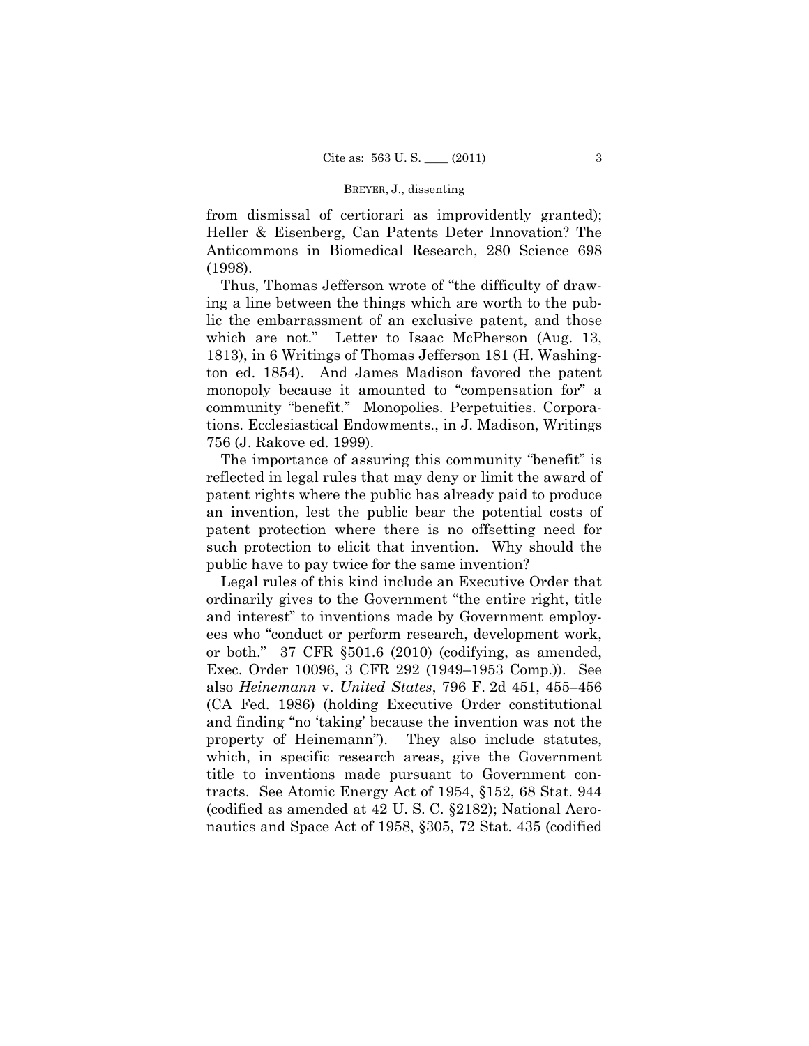from dismissal of certiorari as improvidently granted); Heller & Eisenberg, Can Patents Deter Innovation? The Anticommons in Biomedical Research, 280 Science 698 (1998).

Thus, Thomas Jefferson wrote of "the difficulty of drawing a line between the things which are worth to the public the embarrassment of an exclusive patent, and those which are not." Letter to Isaac McPherson (Aug. 13, 1813), in 6 Writings of Thomas Jefferson 181 (H. Washington ed. 1854). And James Madison favored the patent monopoly because it amounted to "compensation for" a community "benefit." Monopolies. Perpetuities. Corporations. Ecclesiastical Endowments., in J. Madison, Writings 756 (J. Rakove ed. 1999).

The importance of assuring this community "benefit" is reflected in legal rules that may deny or limit the award of patent rights where the public has already paid to produce an invention, lest the public bear the potential costs of patent protection where there is no offsetting need for such protection to elicit that invention. Why should the public have to pay twice for the same invention?

Legal rules of this kind include an Executive Order that ordinarily gives to the Government "the entire right, title and interest" to inventions made by Government employees who "conduct or perform research, development work, or both." 37 CFR §501.6 (2010) (codifying, as amended, Exec. Order 10096, 3 CFR 292 (1949–1953 Comp.)). See also *Heinemann* v. *United States*, 796 F. 2d 451, 455–456 (CA Fed. 1986) (holding Executive Order constitutional and finding "no 'taking' because the invention was not the property of Heinemann"). They also include statutes, which, in specific research areas, give the Government title to inventions made pursuant to Government contracts. See Atomic Energy Act of 1954, §152, 68 Stat. 944 (codified as amended at 42 U. S. C. §2182); National Aeronautics and Space Act of 1958, §305, 72 Stat. 435 (codified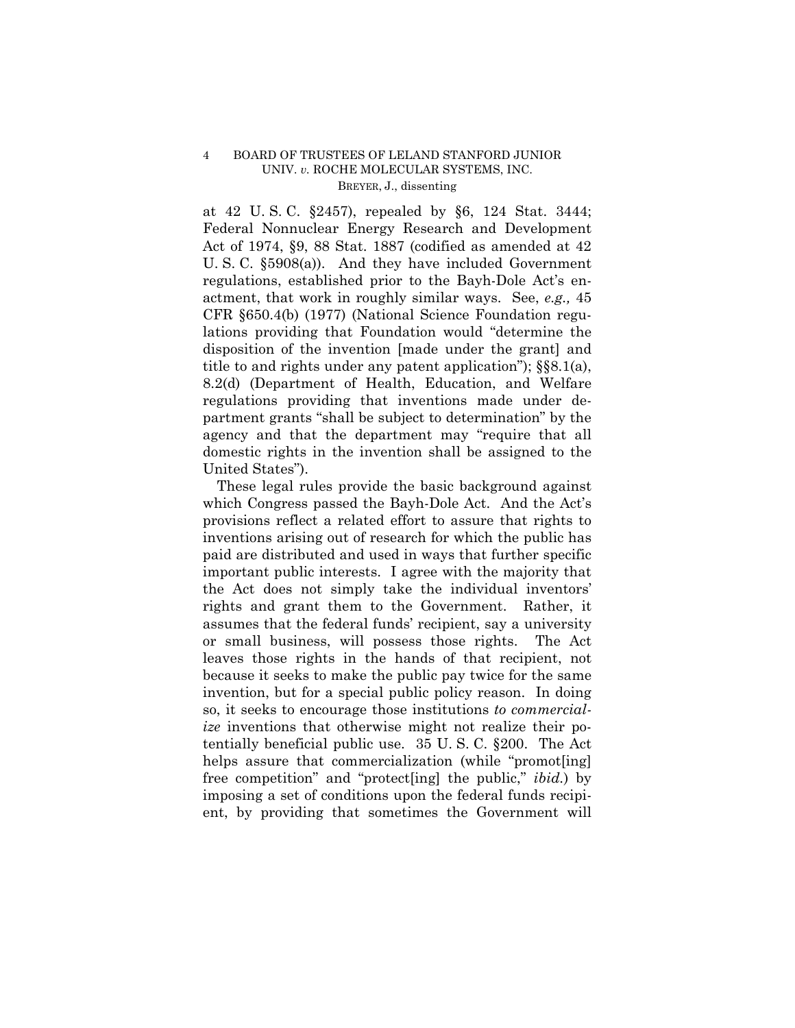at 42 U. S. C. §2457), repealed by §6, 124 Stat. 3444; Federal Nonnuclear Energy Research and Development Act of 1974, §9, 88 Stat. 1887 (codified as amended at 42 U. S. C. §5908(a)). And they have included Government regulations, established prior to the Bayh-Dole Act's enactment, that work in roughly similar ways. See, *e.g.,* 45 CFR §650.4(b) (1977) (National Science Foundation regulations providing that Foundation would "determine the disposition of the invention [made under the grant] and title to and rights under any patent application"); §§8.1(a), 8.2(d) (Department of Health, Education, and Welfare regulations providing that inventions made under department grants "shall be subject to determination" by the agency and that the department may "require that all domestic rights in the invention shall be assigned to the United States").

These legal rules provide the basic background against which Congress passed the Bayh-Dole Act. And the Act's provisions reflect a related effort to assure that rights to inventions arising out of research for which the public has paid are distributed and used in ways that further specific important public interests. I agree with the majority that the Act does not simply take the individual inventors' rights and grant them to the Government. Rather, it assumes that the federal funds' recipient, say a university or small business, will possess those rights. The Act leaves those rights in the hands of that recipient, not because it seeks to make the public pay twice for the same invention, but for a special public policy reason. In doing so, it seeks to encourage those institutions *to commercialize* inventions that otherwise might not realize their potentially beneficial public use. 35 U. S. C. §200. The Act helps assure that commercialization (while "promot[ing] free competition" and "protect[ing] the public," *ibid.*) by imposing a set of conditions upon the federal funds recipient, by providing that sometimes the Government will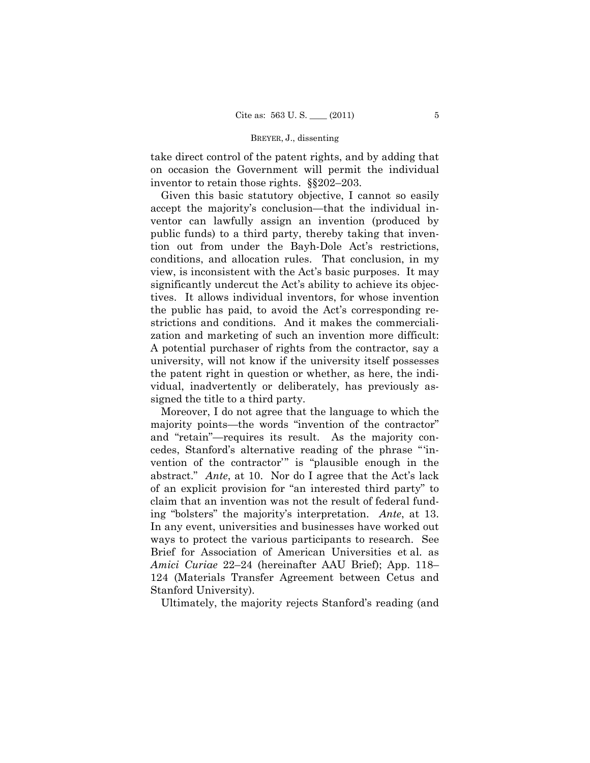take direct control of the patent rights, and by adding that on occasion the Government will permit the individual inventor to retain those rights. §§202–203.

Given this basic statutory objective, I cannot so easily accept the majority's conclusion—that the individual inventor can lawfully assign an invention (produced by public funds) to a third party, thereby taking that invention out from under the Bayh-Dole Act's restrictions, conditions, and allocation rules. That conclusion, in my view, is inconsistent with the Act's basic purposes. It may significantly undercut the Act's ability to achieve its objectives. It allows individual inventors, for whose invention the public has paid, to avoid the Act's corresponding restrictions and conditions. And it makes the commercialization and marketing of such an invention more difficult: A potential purchaser of rights from the contractor, say a university, will not know if the university itself possesses the patent right in question or whether, as here, the individual, inadvertently or deliberately, has previously assigned the title to a third party.

Moreover, I do not agree that the language to which the majority points—the words "invention of the contractor" and "retain"—requires its result. As the majority concedes, Stanford's alternative reading of the phrase "'invention of the contractor'" is "plausible enough in the abstract." *Ante*, at 10. Nor do I agree that the Act's lack of an explicit provision for "an interested third party" to claim that an invention was not the result of federal funding "bolsters" the majority's interpretation. *Ante*, at 13. In any event, universities and businesses have worked out ways to protect the various participants to research. See Brief for Association of American Universities et al. as *Amici Curiae* 22–24 (hereinafter AAU Brief); App. 118–124 (Materials Transfer Agreement between Cetus and Stanford University).

Ultimately, the majority rejects Stanford's reading (and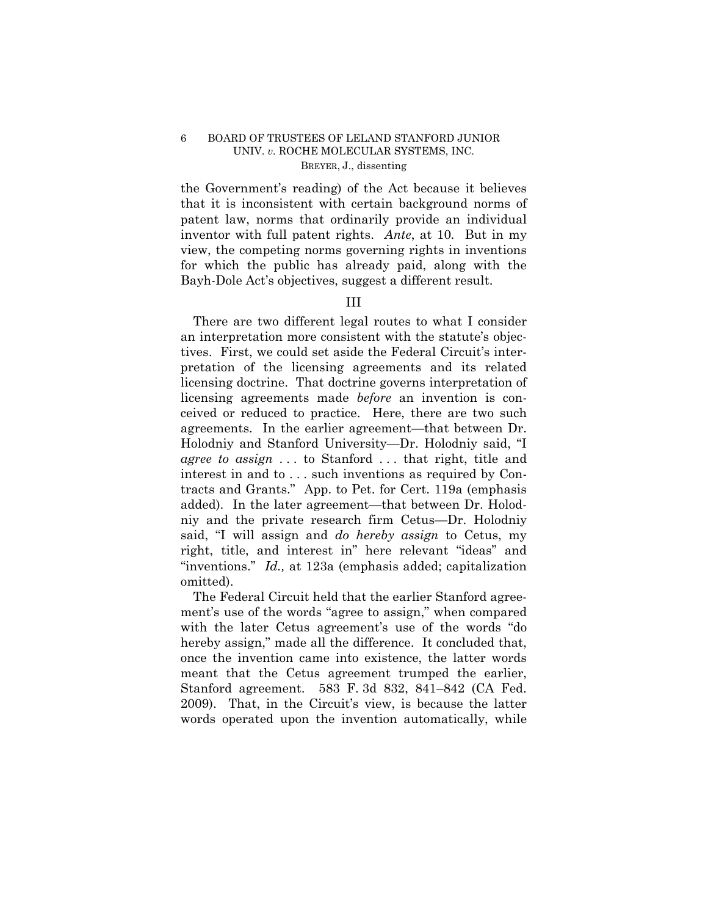the Government's reading) of the Act because it believes that it is inconsistent with certain background norms of patent law, norms that ordinarily provide an individual inventor with full patent rights. *Ante*, at 10. But in my view, the competing norms governing rights in inventions for which the public has already paid, along with the Bayh-Dole Act's objectives, suggest a different result.

## III

There are two different legal routes to what I consider an interpretation more consistent with the statute's objectives. First, we could set aside the Federal Circuit's interpretation of the licensing agreements and its related licensing doctrine. That doctrine governs interpretation of licensing agreements made *before* an invention is conceived or reduced to practice. Here, there are two such agreements. In the earlier agreement—that between Dr. Holodniy and Stanford University—Dr. Holodniy said, "I *agree to assign* . . . to Stanford . . . that right, title and interest in and to . . . such inventions as required by Contracts and Grants." App. to Pet. for Cert. 119a (emphasis added). In the later agreement—that between Dr. Holodniy and the private research firm Cetus—Dr. Holodniy said, "I will assign and *do hereby assign* to Cetus, my right, title, and interest in" here relevant "ideas" and "inventions." *Id.,* at 123a (emphasis added; capitalization omitted).

The Federal Circuit held that the earlier Stanford agreement's use of the words "agree to assign," when compared with the later Cetus agreement's use of the words "do hereby assign," made all the difference. It concluded that, once the invention came into existence, the latter words meant that the Cetus agreement trumped the earlier, Stanford agreement. 583 F. 3d 832, 841–842 (CA Fed. 2009). That, in the Circuit's view, is because the latter words operated upon the invention automatically, while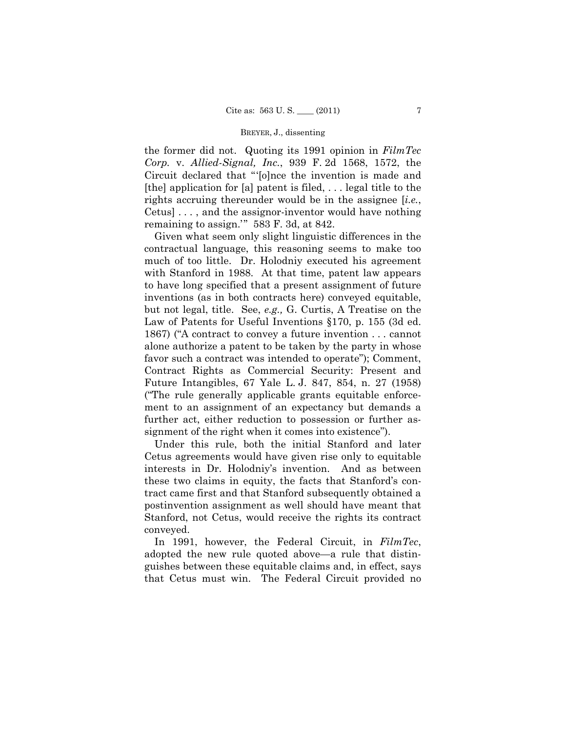the former did not. Quoting its 1991 opinion in *FilmTec Corp.* v. *Allied-Signal, Inc.*, 939 F. 2d 1568, 1572, the Circuit declared that "'[o]nce the invention is made and [the] application for [a] patent is filed, . . . legal title to the rights accruing thereunder would be in the assignee [*i.e.*, Cetus] . . . , and the assignor-inventor would have nothing remaining to assign.'" 583 F. 3d, at 842.

Given what seem only slight linguistic differences in the contractual language, this reasoning seems to make too much of too little. Dr. Holodniy executed his agreement with Stanford in 1988. At that time, patent law appears to have long specified that a present assignment of future inventions (as in both contracts here) conveyed equitable, but not legal, title. See, *e.g.,* G. Curtis, A Treatise on the Law of Patents for Useful Inventions §170, p. 155 (3d ed. 1867) ("A contract to convey a future invention . . . cannot alone authorize a patent to be taken by the party in whose favor such a contract was intended to operate"); Comment, Contract Rights as Commercial Security: Present and Future Intangibles, 67 Yale L. J. 847, 854, n. 27 (1958) ("The rule generally applicable grants equitable enforcement to an assignment of an expectancy but demands a further act, either reduction to possession or further assignment of the right when it comes into existence").

Under this rule, both the initial Stanford and later Cetus agreements would have given rise only to equitable interests in Dr. Holodniy's invention. And as between these two claims in equity, the facts that Stanford's contract came first and that Stanford subsequently obtained a postinvention assignment as well should have meant that Stanford, not Cetus, would receive the rights its contract conveyed.

In 1991, however, the Federal Circuit, in *FilmTec*, adopted the new rule quoted above—a rule that distinguishes between these equitable claims and, in effect, says that Cetus must win. The Federal Circuit provided no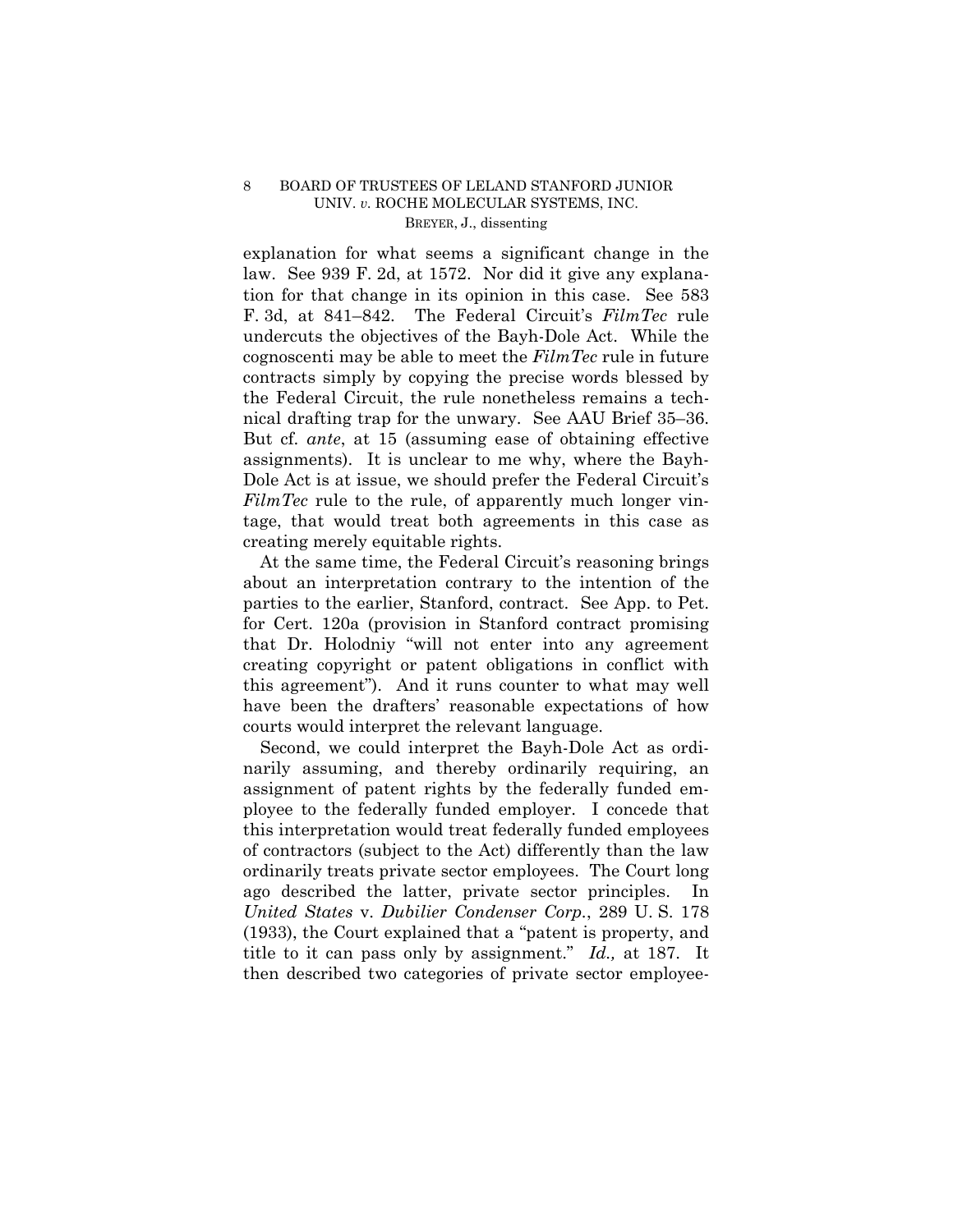explanation for what seems a significant change in the law. See 939 F. 2d, at 1572. Nor did it give any explanation for that change in its opinion in this case. See 583 F. 3d, at 841–842. The Federal Circuit's *FilmTec* rule undercuts the objectives of the Bayh-Dole Act. While the cognoscenti may be able to meet the *FilmTec* rule in future contracts simply by copying the precise words blessed by the Federal Circuit, the rule nonetheless remains a technical drafting trap for the unwary. See AAU Brief 35–36. But cf. *ante*, at 15 (assuming ease of obtaining effective assignments). It is unclear to me why, where the Bayh-Dole Act is at issue, we should prefer the Federal Circuit's *FilmTec* rule to the rule, of apparently much longer vintage, that would treat both agreements in this case as creating merely equitable rights.

At the same time, the Federal Circuit's reasoning brings about an interpretation contrary to the intention of the parties to the earlier, Stanford, contract. See App. to Pet. for Cert. 120a (provision in Stanford contract promising that Dr. Holodniy "will not enter into any agreement creating copyright or patent obligations in conflict with this agreement"). And it runs counter to what may well have been the drafters' reasonable expectations of how courts would interpret the relevant language.

Second, we could interpret the Bayh-Dole Act as ordinarily assuming, and thereby ordinarily requiring, an assignment of patent rights by the federally funded employee to the federally funded employer. I concede that this interpretation would treat federally funded employees of contractors (subject to the Act) differently than the law ordinarily treats private sector employees. The Court long ago described the latter, private sector principles. In *United States* v. *Dubilier Condenser Corp.*, 289 U. S. 178 (1933), the Court explained that a "patent is property, and title to it can pass only by assignment." *Id.,* at 187. It then described two categories of private sector employee-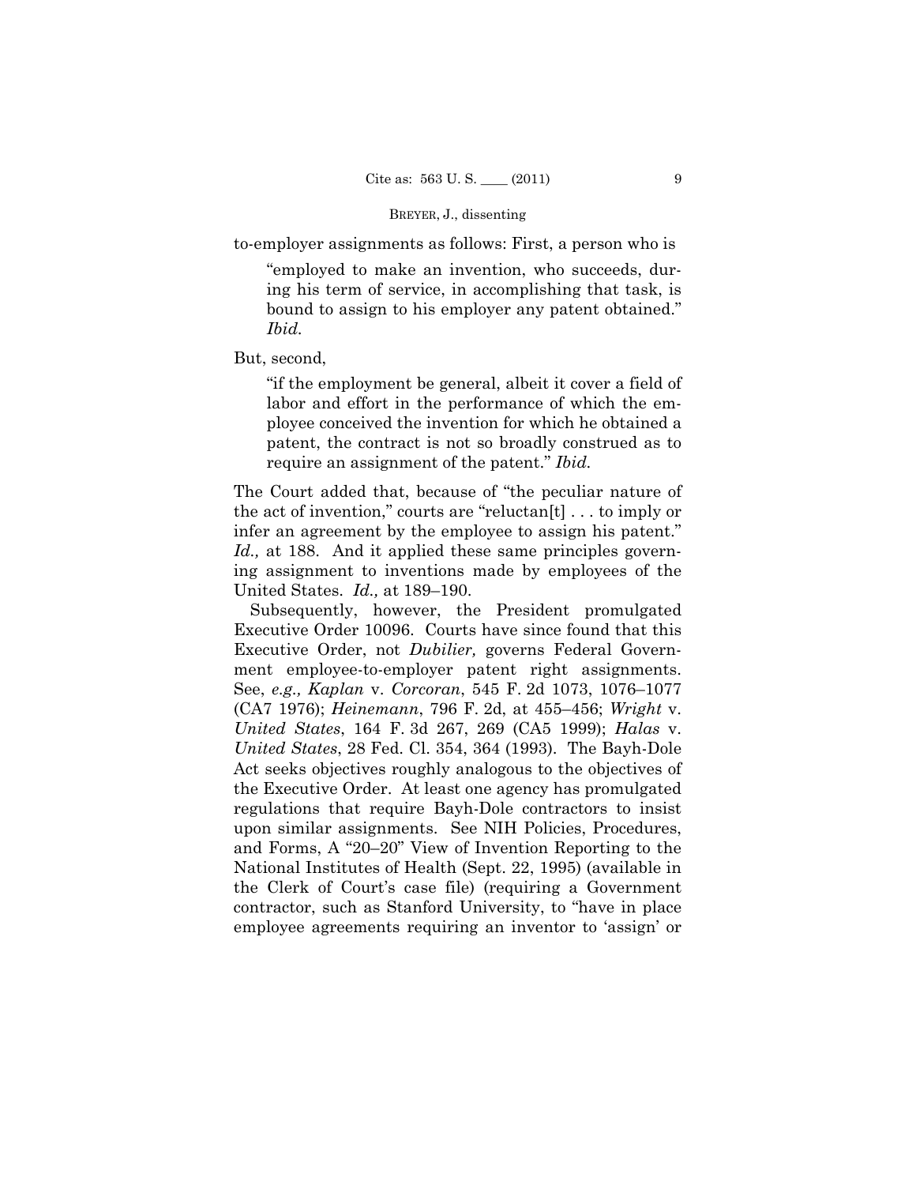to-employer assignments as follows: First, a person who is

> "employed to make an invention, who succeeds, during his term of service, in accomplishing that task, is bound to assign to his employer any patent obtained." *Ibid.*

But, second,

> "if the employment be general, albeit it cover a field of labor and effort in the performance of which the employee conceived the invention for which he obtained a patent, the contract is not so broadly construed as to require an assignment of the patent." *Ibid.*

The Court added that, because of "the peculiar nature of the act of invention," courts are "reluctan[t] . . . to imply or infer an agreement by the employee to assign his patent." *Id.,* at 188. And it applied these same principles governing assignment to inventions made by employees of the United States. *Id.,* at 189–190.

Subsequently, however, the President promulgated Executive Order 10096. Courts have since found that this Executive Order, not *Dubilier,* governs Federal Government employee-to-employer patent right assignments. See, *e.g., Kaplan* v. *Corcoran*, 545 F. 2d 1073, 1076–1077 (CA7 1976); *Heinemann*, 796 F. 2d, at 455–456; *Wright* v. *United States*, 164 F. 3d 267, 269 (CA5 1999); *Halas* v. *United States*, 28 Fed. Cl. 354, 364 (1993). The Bayh-Dole Act seeks objectives roughly analogous to the objectives of the Executive Order. At least one agency has promulgated regulations that require Bayh-Dole contractors to insist upon similar assignments. See NIH Policies, Procedures, and Forms, A "20–20" View of Invention Reporting to the National Institutes of Health (Sept. 22, 1995) (available in the Clerk of Court's case file) (requiring a Government contractor, such as Stanford University, to "have in place employee agreements requiring an inventor to 'assign' or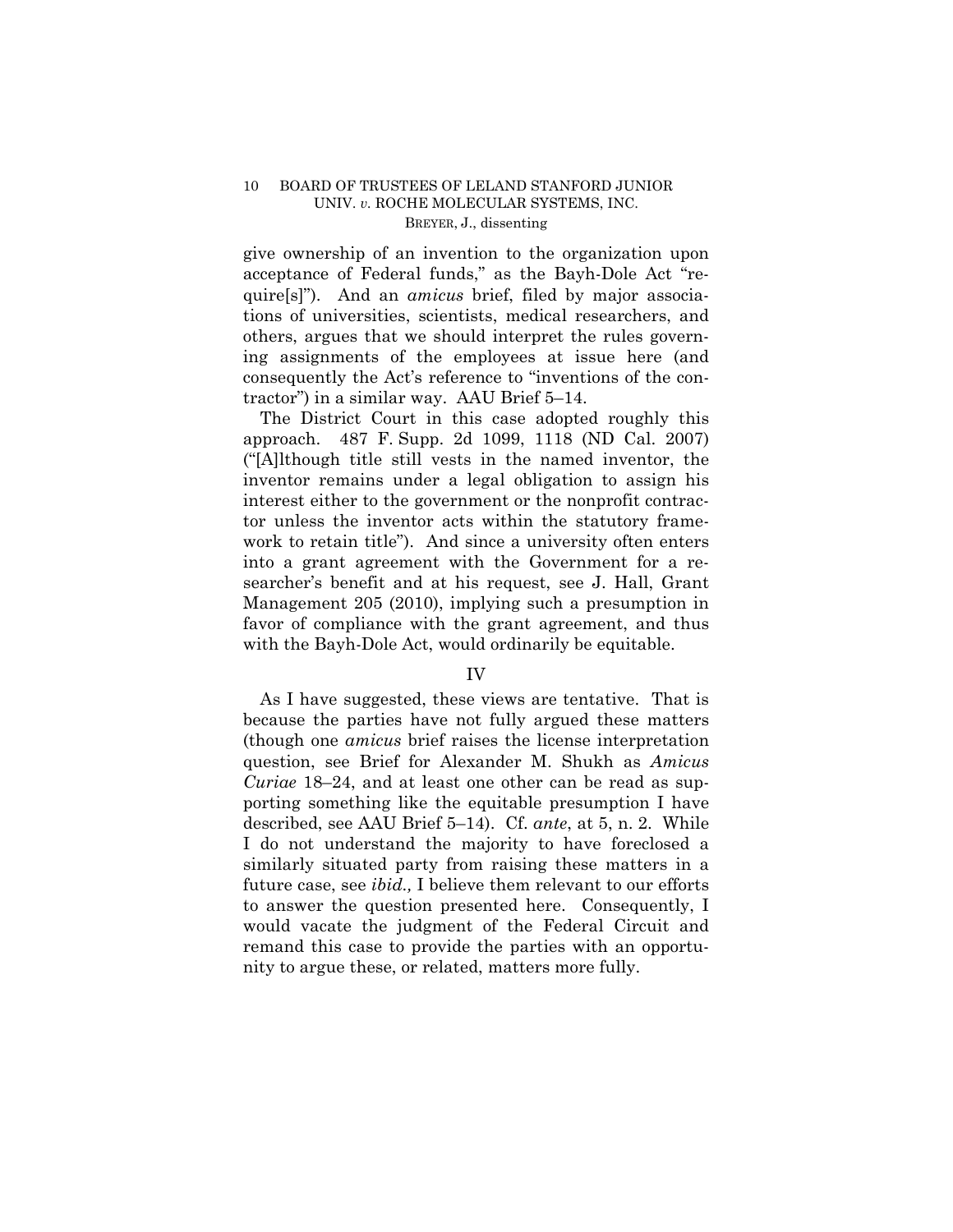give ownership of an invention to the organization upon acceptance of Federal funds," as the Bayh-Dole Act "require[s]"). And an *amicus* brief, filed by major associations of universities, scientists, medical researchers, and others, argues that we should interpret the rules governing assignments of the employees at issue here (and consequently the Act's reference to "inventions of the contractor") in a similar way. AAU Brief 5–14.

The District Court in this case adopted roughly this approach. 487 F. Supp. 2d 1099, 1118 (ND Cal. 2007) ("[A]lthough title still vests in the named inventor, the inventor remains under a legal obligation to assign his interest either to the government or the nonprofit contractor unless the inventor acts within the statutory framework to retain title"). And since a university often enters into a grant agreement with the Government for a researcher's benefit and at his request, see J. Hall, Grant Management 205 (2010), implying such a presumption in favor of compliance with the grant agreement, and thus with the Bayh-Dole Act, would ordinarily be equitable.

## IV

As I have suggested, these views are tentative. That is because the parties have not fully argued these matters (though one *amicus* brief raises the license interpretation question, see Brief for Alexander M. Shukh as *Amicus Curiae* 18–24, and at least one other can be read as supporting something like the equitable presumption I have described, see AAU Brief 5–14). Cf. *ante*, at 5, n. 2. While I do not understand the majority to have foreclosed a similarly situated party from raising these matters in a future case, see *ibid.,* I believe them relevant to our efforts to answer the question presented here. Consequently, I would vacate the judgment of the Federal Circuit and remand this case to provide the parties with an opportunity to argue these, or related, matters more fully.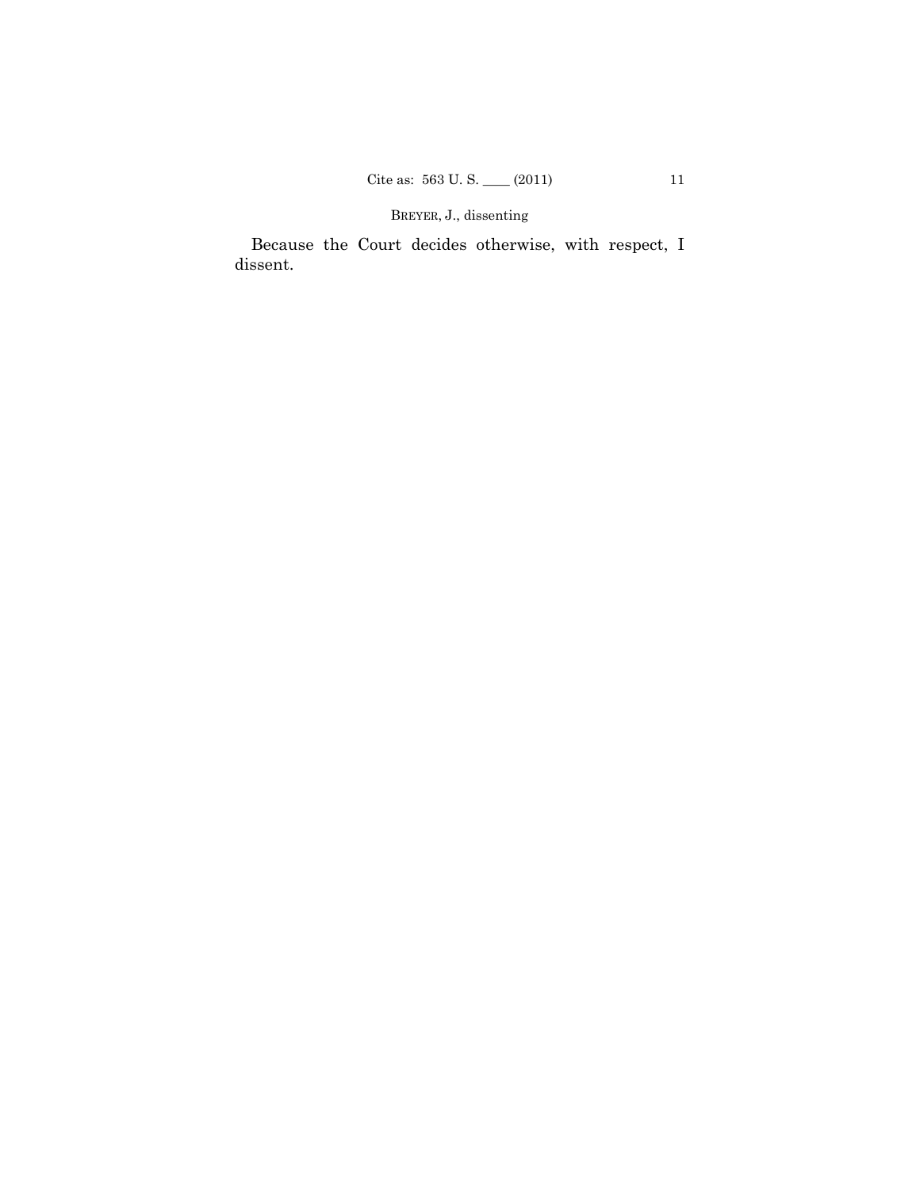Because the Court decides otherwise, with respect, I dissent.